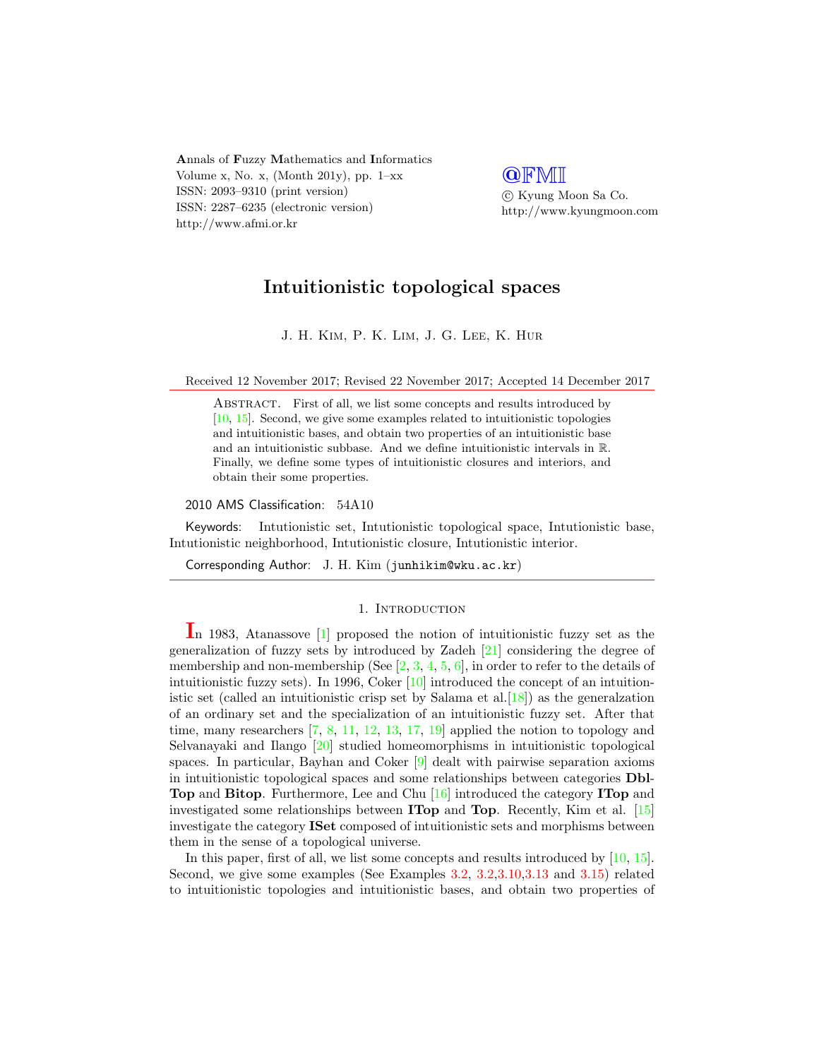# Intuitionistic topological spaces

J. H. Kim, P. K. Lim, J. G. Lee, K. Hur

Received 12 November 2017; Revised 22 November 2017; Accepted 14 December 2017

Abstract. First of all, we list some concepts and results introduced by [10, 15]. Second, we give some examples related to intuitionistic topologies and intuitionistic bases, and obtain two properties of an intuitionistic base and an intuitionistic subbase. And we define intuitionistic intervals in $\mathbb{R}$. Finally, we define some types of intuitionistic closures and interiors, and obtain their some properties.

2010 AMS Classification: 54A10

Keywords: Intutionistic set, Intutionistic topological space, Intutionistic base, Intutionistic neighborhood, Intutionistic closure, Intutionistic interior.

Corresponding Author: J. H. Kim (junhikim@wku.ac.kr)

## 1. Introduction

In 1983, Atanassove [1] proposed the notion of intuitionistic fuzzy set as the generalization of fuzzy sets by introduced by Zadeh [21] considering the degree of membership and non-membership (See [2, 3, 4, 5, 6], in order to refer to the details of intuitionistic fuzzy sets). In 1996, Coker [10] introduced the concept of an intuitionistic set (called an intuitionistic crisp set by Salama et al.[18]) as the generalzation of an ordinary set and the specialization of an intuitionistic fuzzy set. After that time, many researchers [7, 8, 11, 12, 13, 17, 19] applied the notion to topology and Selvanayaki and Ilango [20] studied homeomorphisms in intuitionistic topological spaces. In particular, Bayhan and Coker [9] dealt with pairwise separation axioms in intuitionistic topological spaces and some relationships between categories **Dbl-Top** and **Bitop**. Furthermore, Lee and Chu [16] introduced the category **ITop** and investigated some relationships between **ITop** and **Top**. Recently, Kim et al. [15] investigate the category **ISet** composed of intuitionistic sets and morphisms between them in the sense of a topological universe.

In this paper, first of all, we list some concepts and results introduced by [10, 15]. Second, we give some examples (See Examples 3.2, 3.2,3.10,3.13 and 3.15) related to intuitionistic topologies and intuitionistic bases, and obtain two properties of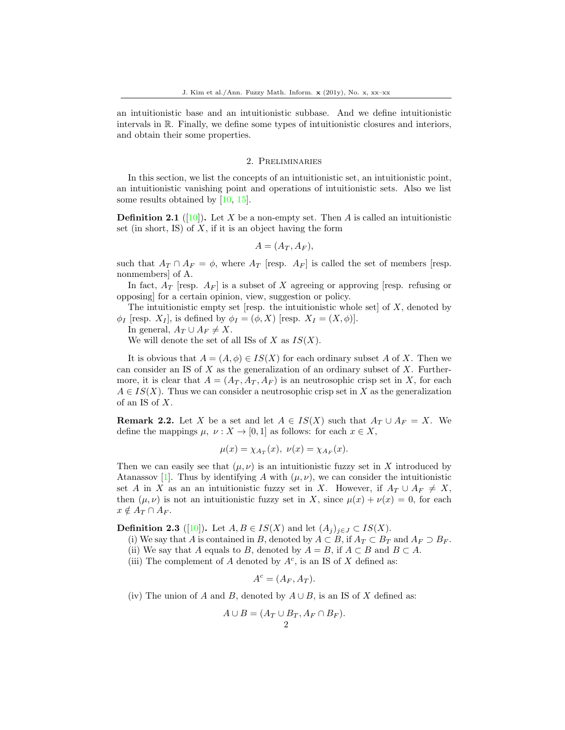an intuitionistic base and an intuitionistic subbase. And we define intuitionistic intervals in $\mathbb{R}$. Finally, we define some types of intuitionistic closures and interiors, and obtain their some properties.

## 2. Preliminaries

In this section, we list the concepts of an intuitionistic set, an intuitionistic point, an intuitionistic vanishing point and operations of intuitionistic sets. Also we list some results obtained by [10, 15].

**Definition 2.1** ([10]). Let $X$ be a non-empty set. Then $A$ is called an intuitionistic set (in short, IS) of $X$, if it is an object having the form

$$A = (A_T, A_F),$$

such that $A_T \cap A_F = \phi$, where $A_T$ [resp. $A_F$] is called the set of members [resp. nonmembers] of A.

In fact, $A_T$ [resp. $A_F$] is a subset of $X$ agreeing or approving [resp. refusing or opposing] for a certain opinion, view, suggestion or policy.

The intuitionistic empty set [resp. the intuitionistic whole set] of $X$, denoted by $\phi_I$ [resp. $X_I$], is defined by $\phi_I = (\phi, X)$ [resp. $X_I = (X, \phi)$].

In general, $A_T \cup A_F \neq X$.

We will denote the set of all ISs of $X$ as $IS(X)$.

It is obvious that $A = (A, \phi) \in IS(X)$ for each ordinary subset $A$ of $X$. Then we can consider an IS of $X$ as the generalization of an ordinary subset of $X$. Furthermore, it is clear that $A = (A_T, A_T, A_F)$ is an neutrosophic crisp set in $X$, for each $A \in IS(X)$. Thus we can consider a neutrosophic crisp set in $X$ as the generalization of an IS of $X$.

**Remark 2.2.** Let $X$ be a set and let $A \in IS(X)$ such that $A_T \cup A_F = X$. We define the mappings $\mu,\ \nu : X \to [0, 1]$ as follows: for each $x \in X$,

$$\mu(x) = \chi_{A_T}(x),\ \nu(x) = \chi_{A_F}(x).$$

Then we can easily see that $(\mu, \nu)$ is an intuitionistic fuzzy set in $X$ introduced by Atanassov [1]. Thus by identifying $A$ with $(\mu, \nu)$, we can consider the intuitionistic set $A$ in $X$ as an an intuitionistic fuzzy set in $X$. However, if $A_T \cup A_F \neq X$, then $(\mu, \nu)$ is not an intuitionistic fuzzy set in $X$, since $\mu(x) + \nu(x) = 0$, for each $x \notin A_T \cap A_F$.

**Definition 2.3** ([10]). Let $A, B \in IS(X)$ and let $(A_j)_{j \in J} \subset IS(X)$.

(i) We say that $A$ is contained in $B$, denoted by $A \subset B$, if $A_T \subset B_T$ and $A_F \supset B_F$.

(ii) We say that $A$ equals to $B$, denoted by $A = B$, if $A \subset B$ and $B \subset A$.

(iii) The complement of $A$ denoted by $A^c$, is an IS of $X$ defined as:

$$A^c = (A_F, A_T).$$

(iv) The union of $A$ and $B$, denoted by $A \cup B$, is an IS of $X$ defined as:

$$A \cup B = (A_T \cup B_T, A_F \cap B_F).$$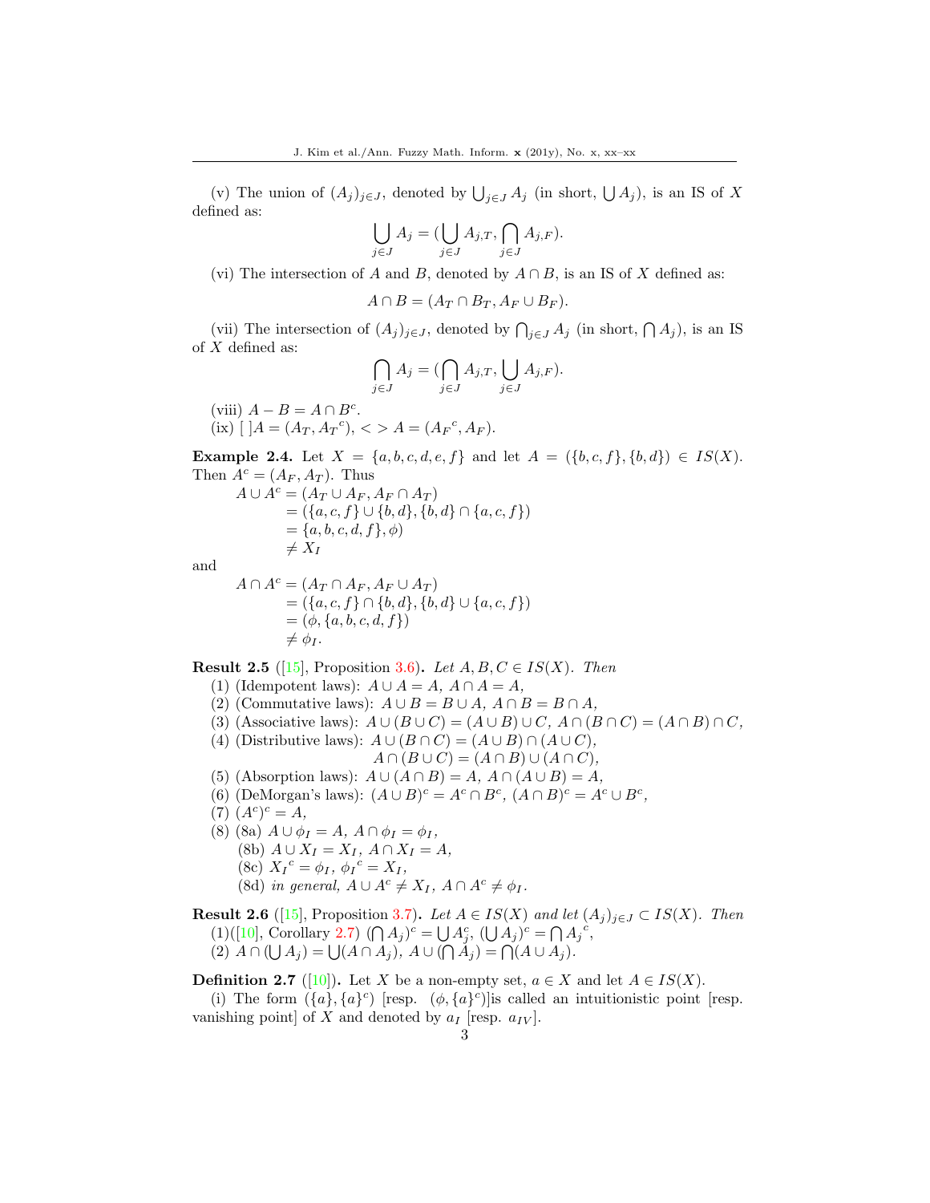(v) The union of $(A_j)_{j \in J}$, denoted by $\bigcup_{j \in J} A_j$ (in short, $\bigcup A_j$), is an IS of $X$ defined as:

$$\bigcup_{j \in J} A_j = (\bigcup_{j \in J} A_{j,T}, \bigcap_{j \in J} A_{j,F}).$$

(vi) The intersection of $A$ and $B$, denoted by $A \cap B$, is an IS of $X$ defined as:

$$A \cap B = (A_T \cap B_T, A_F \cup B_F).$$

(vii) The intersection of $(A_j)_{j \in J}$, denoted by $\bigcap_{j \in J} A_j$ (in short, $\bigcap A_j$), is an IS of $X$ defined as:

$$\bigcap_{j \in J} A_j = (\bigcap_{j \in J} A_{j,T}, \bigcup_{j \in J} A_{j,F}).$$

(viii) $A - B = A \cap B^c$.
(ix) $[\ ]A = (A_T, {A_T}^c)$, $<>A = ({A_F}^c, A_F)$.

**Example 2.4.** Let $X = \{a, b, c, d, e, f\}$ and let $A = (\{b, c, f\}, \{b, d\}) \in IS(X)$. Then $A^c = (A_F, A_T)$. Thus

$$\begin{aligned} A \cup A^c &= (A_T \cup A_F, A_F \cap A_T) \\ &= (\{a, c, f\} \cup \{b, d\}, \{b, d\} \cap \{a, c, f\}) \\ &= \{a, b, c, d, f\}, \phi) \\ &\neq X_I \end{aligned}$$

and

$$\begin{aligned} A \cap A^c &= (A_T \cap A_F, A_F \cup A_T) \\ &= (\{a, c, f\} \cap \{b, d\}, \{b, d\} \cup \{a, c, f\}) \\ &= (\phi, \{a, b, c, d, f\}) \\ &\neq \phi_I. \end{aligned}$$

**Result 2.5** ([15], Proposition 3.6)**.** *Let $A, B, C \in IS(X)$. Then*
(1) (Idempotent laws): $A \cup A = A$, $A \cap A = A$,
(2) (Commutative laws): $A \cup B = B \cup A$, $A \cap B = B \cap A$,
(3) (Associative laws): $A \cup (B \cup C) = (A \cup B) \cup C$, $A \cap (B \cap C) = (A \cap B) \cap C$,
(4) (Distributive laws): $A \cup (B \cap C) = (A \cup B) \cap (A \cup C)$,
$A \cap (B \cup C) = (A \cap B) \cup (A \cap C)$,
(5) (Absorption laws): $A \cup (A \cap B) = A$, $A \cap (A \cup B) = A$,
(6) (DeMorgan's laws): $(A \cup B)^c = A^c \cap B^c$, $(A \cap B)^c = A^c \cup B^c$,
(7) $(A^c)^c = A$,
(8) (8a) $A \cup \phi_I = A$, $A \cap \phi_I = \phi_I$,
(8b) $A \cup X_I = X_I$, $A \cap X_I = A$,
(8c) ${X_I}^c = \phi_I$, ${\phi_I}^c = X_I$,
(8d) *in general*, $A \cup A^c \neq X_I$, $A \cap A^c \neq \phi_I$.

**Result 2.6** ([15], Proposition 3.7)**.** *Let $A \in IS(X)$ and let $(A_j)_{j \in J} \subset IS(X)$. Then*
(1)([10], Corollary 2.7) $(\bigcap A_j)^c = \bigcup A_j^c$, $(\bigcup A_j)^c = \bigcap {A_j}^c$,
(2) $A \cap (\bigcup A_j) = \bigcup (A \cap A_j)$, $A \cup (\bigcap A_j) = \bigcap (A \cup A_j)$.

**Definition 2.7** ([10])**.** Let $X$ be a non-empty set, $a \in X$ and let $A \in IS(X)$.
(i) The form $(\{a\}, \{a\}^c)$ [resp. $(\phi, \{a\}^c)$]is called an intuitionistic point [resp. vanishing point] of $X$ and denoted by $a_I$ [resp. $a_{IV}$].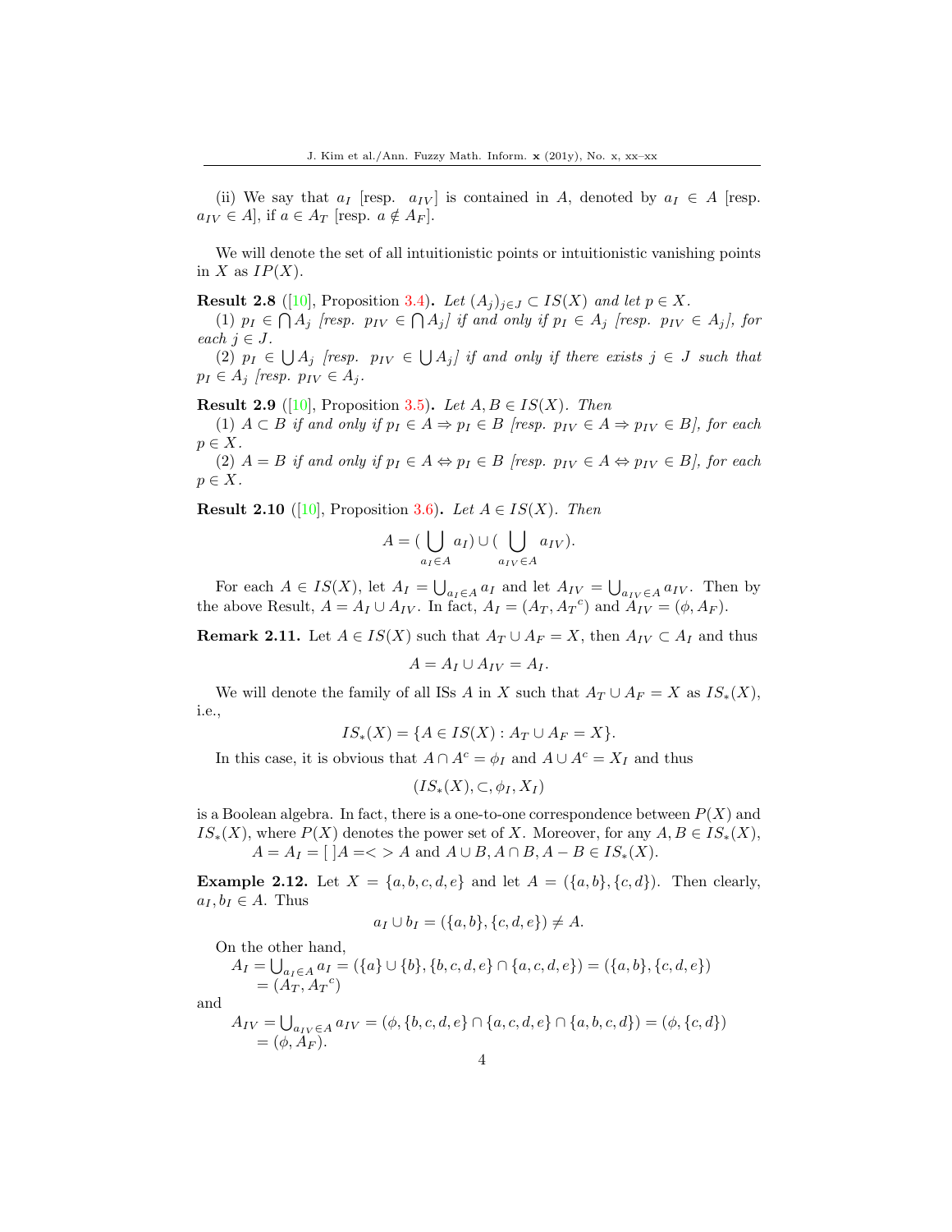(ii) We say that $a_I$ [resp. $a_{IV}$] is contained in $A$, denoted by $a_I \in A$ [resp. $a_{IV} \in A$], if $a \in A_T$ [resp. $a \notin A_F$].

We will denote the set of all intuitionistic points or intuitionistic vanishing points in $X$ as $IP(X)$.

**Result 2.8** ([10], Proposition 3.4)**.** *Let $(A_j)_{j \in J} \subset IS(X)$ and let $p \in X$.*

*(1) $p_I \in \bigcap A_j$ [resp. $p_{IV} \in \bigcap A_j$] if and only if $p_I \in A_j$ [resp. $p_{IV} \in A_j$], for each $j \in J$.*

*(2) $p_I \in \bigcup A_j$ [resp. $p_{IV} \in \bigcup A_j$] if and only if there exists $j \in J$ such that $p_I \in A_j$ [resp. $p_{IV} \in A_j$.*

**Result 2.9** ([10], Proposition 3.5)**.** *Let $A, B \in IS(X)$. Then*

*(1) $A \subset B$ if and only if $p_I \in A \Rightarrow p_I \in B$ [resp. $p_{IV} \in A \Rightarrow p_{IV} \in B$], for each $p \in X$.*

*(2) $A = B$ if and only if $p_I \in A \Leftrightarrow p_I \in B$ [resp. $p_{IV} \in A \Leftrightarrow p_{IV} \in B$], for each $p \in X$.*

**Result 2.10** ([10], Proposition 3.6)**.** *Let $A \in IS(X)$. Then*

$$A = (\bigcup_{a_I \in A} a_I) \cup (\bigcup_{a_{IV} \in A} a_{IV}).$$

For each $A \in IS(X)$, let $A_I = \bigcup_{a_I \in A} a_I$ and let $A_{IV} = \bigcup_{a_{IV} \in A} a_{IV}$. Then by the above Result, $A = A_I \cup A_{IV}$. In fact, $A_I = (A_T, {A_T}^c)$ and $A_{IV} = (\phi, A_F)$.

**Remark 2.11.** Let $A \in IS(X)$ such that $A_T \cup A_F = X$, then $A_{IV} \subset A_I$ and thus

$$A = A_I \cup A_{IV} = A_I.$$

We will denote the family of all ISs $A$ in $X$ such that $A_T \cup A_F = X$ as $IS_*(X)$, i.e.,

$$IS_*(X) = \{A \in IS(X) : A_T \cup A_F = X\}.$$

In this case, it is obvious that $A \cap A^c = \phi_I$ and $A \cup A^c = X_I$ and thus

$$(IS_*(X), \subset, \phi_I, X_I)$$

is a Boolean algebra. In fact, there is a one-to-one correspondence between $P(X)$ and $IS_*(X)$, where $P(X)$ denotes the power set of $X$. Moreover, for any $A, B \in IS_*(X)$, $A = A_I = [\ ]A = <>A$ and $A \cup B, A \cap B, A - B \in IS_*(X)$.

**Example 2.12.** Let $X = \{a, b, c, d, e\}$ and let $A = (\{a, b\}, \{c, d\})$. Then clearly, $a_I, b_I \in A$. Thus

$$a_I \cup b_I = (\{a, b\}, \{c, d, e\}) \neq A.$$

On the other hand,

$A_I = \bigcup_{a_I \in A} a_I = (\{a\} \cup \{b\}, \{b, c, d, e\} \cap \{a, c, d, e\}) = (\{a, b\}, \{c, d, e\})$
$\quad = (A_T, {A_T}^c)$

and

$A_{IV} = \bigcup_{a_{IV} \in A} a_{IV} = (\phi, \{b, c, d, e\} \cap \{a, c, d, e\} \cap \{a, b, c, d\}) = (\phi, \{c, d\})$
$\quad = (\phi, A_F).$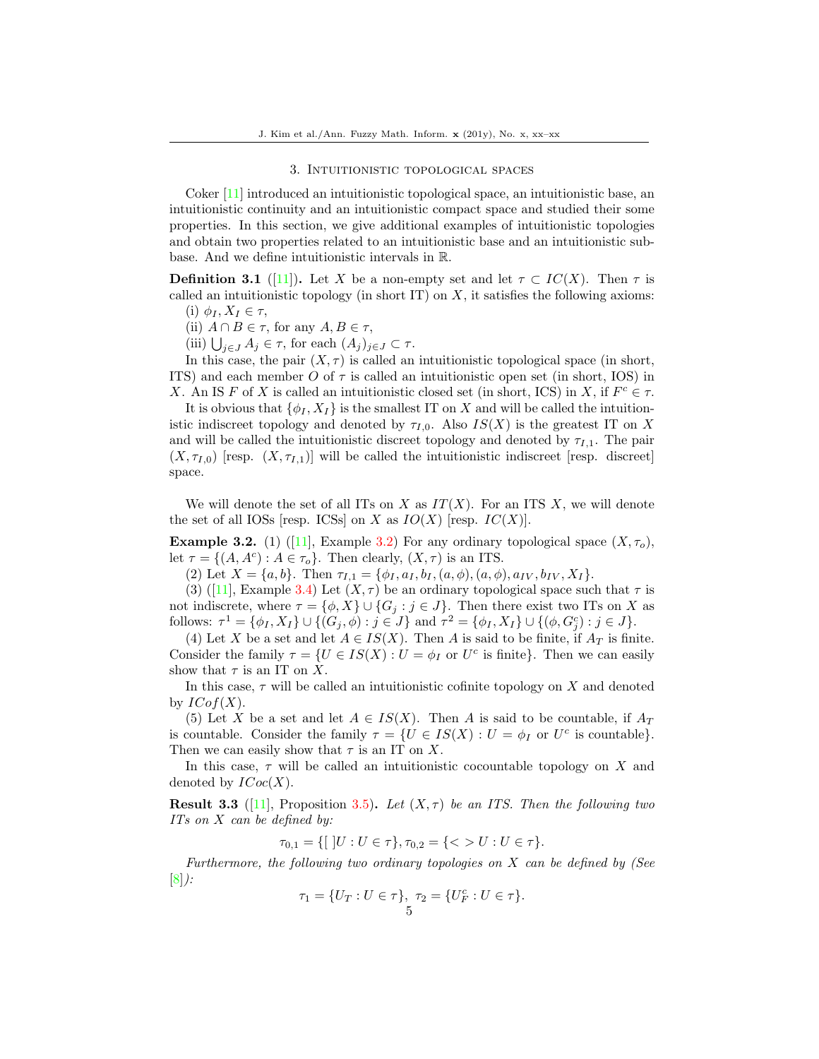## 3. Intuitionistic topological spaces

Coker [11] introduced an intuitionistic topological space, an intuitionistic base, an intuitionistic continuity and an intuitionistic compact space and studied their some properties. In this section, we give additional examples of intuitionistic topologies and obtain two properties related to an intuitionistic base and an intuitionistic subbase. And we define intuitionistic intervals in $\mathbb{R}$.

**Definition 3.1** ([11]). Let $X$ be a non-empty set and let $\tau \subset IC(X)$. Then $\tau$ is called an intuitionistic topology (in short IT) on $X$, it satisfies the following axioms:

(i) $\phi_I, X_I \in \tau$,

(ii) $A \cap B \in \tau$, for any $A, B \in \tau$,

(iii) $\bigcup_{j \in J} A_j \in \tau$, for each $(A_j)_{j \in J} \subset \tau$.

In this case, the pair $(X, \tau)$ is called an intuitionistic topological space (in short, ITS) and each member $O$ of $\tau$ is called an intuitionistic open set (in short, IOS) in $X$. An IS $F$ of $X$ is called an intuitionistic closed set (in short, ICS) in $X$, if $F^c \in \tau$.

It is obvious that $\{\phi_I, X_I\}$ is the smallest IT on $X$ and will be called the intuitionistic indiscreet topology and denoted by $\tau_{I,0}$. Also $IS(X)$ is the greatest IT on $X$ and will be called the intuitionistic discreet topology and denoted by $\tau_{I,1}$. The pair $(X, \tau_{I,0})$ [resp. $(X, \tau_{I,1})$] will be called the intuitionistic indiscreet [resp. discreet] space.

We will denote the set of all ITs on $X$ as $IT(X)$. For an ITS $X$, we will denote the set of all IOSs [resp. ICSs] on $X$ as $IO(X)$ [resp. $IC(X)$].

**Example 3.2.** (1) ([11], Example 3.2) For any ordinary topological space $(X, \tau_o)$, let $\tau = \{(A, A^c) : A \in \tau_o\}$. Then clearly, $(X, \tau)$ is an ITS.

(2) Let $X = \{a, b\}$. Then $\tau_{I,1} = \{\phi_I, a_I, b_I, (a, \phi), (a, \phi), a_{IV}, b_{IV}, X_I\}$.

(3) ([11], Example 3.4) Let $(X, \tau)$ be an ordinary topological space such that $\tau$ is not indiscrete, where $\tau = \{\phi, X\} \cup \{G_j : j \in J\}$. Then there exist two ITs on $X$ as follows: $\tau^1 = \{\phi_I, X_I\} \cup \{(G_j, \phi) : j \in J\}$ and $\tau^2 = \{\phi_I, X_I\} \cup \{(\phi, G_j^c) : j \in J\}$.

(4) Let $X$ be a set and let $A \in IS(X)$. Then $A$ is said to be finite, if $A_T$ is finite. Consider the family $\tau = \{U \in IS(X) : U = \phi_I \text{ or } U^c \text{ is finite}\}$. Then we can easily show that $\tau$ is an IT on $X$.

In this case, $\tau$ will be called an intuitionistic cofinite topology on $X$ and denoted by $ICof(X)$.

(5) Let $X$ be a set and let $A \in IS(X)$. Then $A$ is said to be countable, if $A_T$ is countable. Consider the family $\tau = \{U \in IS(X) : U = \phi_I \text{ or } U^c \text{ is countable}\}$. Then we can easily show that $\tau$ is an IT on $X$.

In this case, $\tau$ will be called an intuitionistic cocountable topology on $X$ and denoted by $ICoc(X)$.

**Result 3.3** ([11], Proposition 3.5). *Let $(X, \tau)$ be an ITS. Then the following two ITs on $X$ can be defined by:*

$$\tau_{0,1} = \{[\ ]U : U \in \tau\}, \tau_{0,2} = \{<>U : U \in \tau\}.$$

*Furthermore, the following two ordinary topologies on $X$ can be defined by (See [8]):*

$$\tau_1 = \{U_T : U \in \tau\},\ \tau_2 = \{U_F^c : U \in \tau\}.$$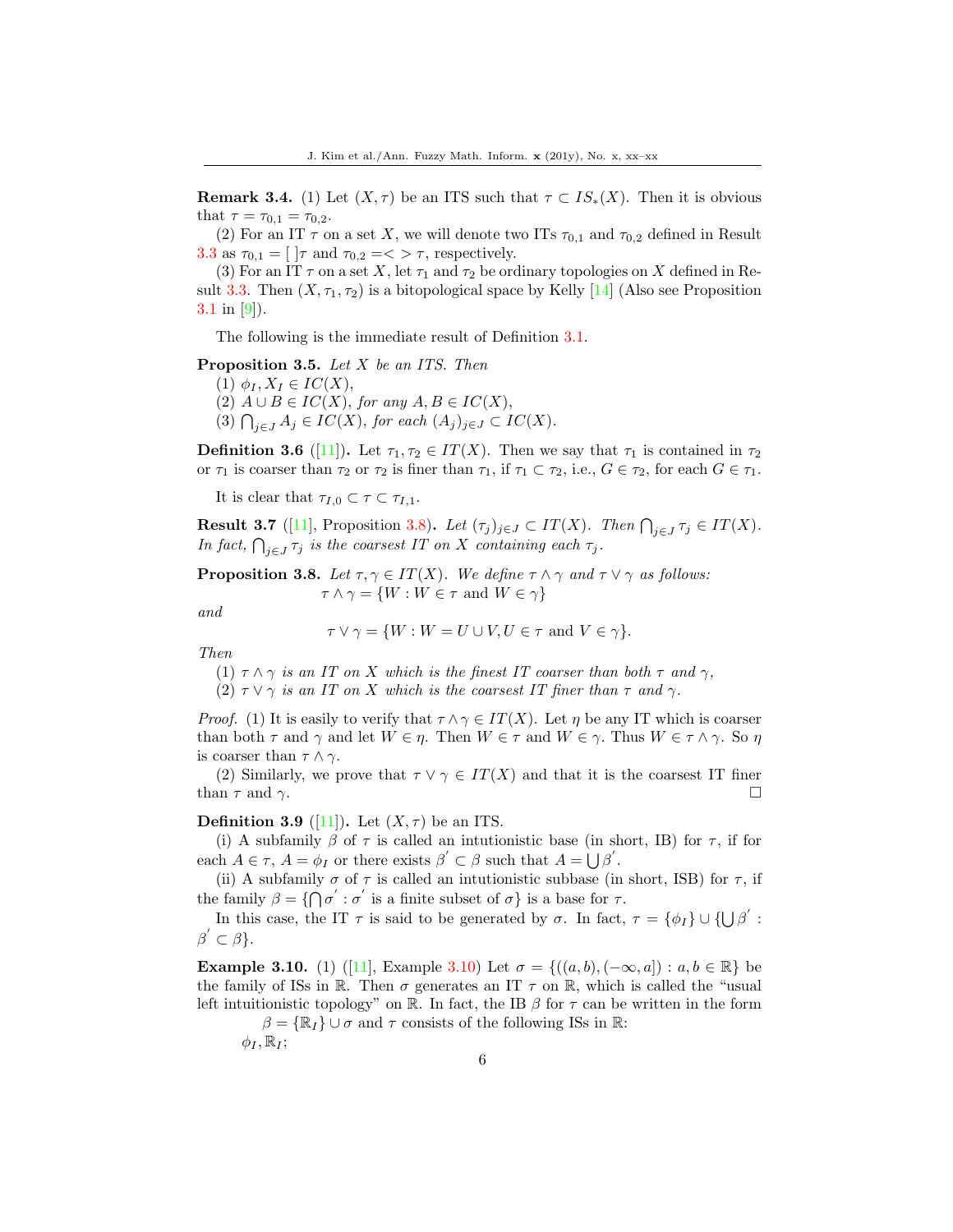**Remark 3.4.** (1) Let $(X, \tau)$ be an ITS such that $\tau \subset IS_*(X)$. Then it is obvious that $\tau = \tau_{0,1} = \tau_{0,2}$.

(2) For an IT $\tau$ on a set $X$, we will denote two ITs $\tau_{0,1}$ and $\tau_{0,2}$ defined in Result 3.3 as $\tau_{0,1} = [\ ]\tau$ and $\tau_{0,2} = <>\tau$, respectively.

(3) For an IT $\tau$ on a set $X$, let $\tau_1$ and $\tau_2$ be ordinary topologies on $X$ defined in Result 3.3. Then $(X, \tau_1, \tau_2)$ is a bitopological space by Kelly [14] (Also see Proposition 3.1 in [9]).

The following is the immediate result of Definition 3.1.

**Proposition 3.5.** *Let $X$ be an ITS. Then*
(1) $\phi_I, X_I \in IC(X)$,
(2) $A \cup B \in IC(X)$, *for any* $A, B \in IC(X)$,
(3) $\bigcap_{j\in J} A_j \in IC(X)$, *for each* $(A_j)_{j\in J} \subset IC(X)$.

**Definition 3.6** ([11]). Let $\tau_1, \tau_2 \in IT(X)$. Then we say that $\tau_1$ is contained in $\tau_2$ or $\tau_1$ is coarser than $\tau_2$ or $\tau_2$ is finer than $\tau_1$, if $\tau_1 \subset \tau_2$, i.e., $G \in \tau_2$, for each $G \in \tau_1$.

It is clear that $\tau_{I,0} \subset \tau \subset \tau_{I,1}$.

**Result 3.7** ([11], Proposition 3.8). *Let $(\tau_j)_{j\in J} \subset IT(X)$. Then $\bigcap_{j\in J} \tau_j \in IT(X)$. In fact, $\bigcap_{j\in J} \tau_j$ is the coarsest IT on $X$ containing each $\tau_j$.*

**Proposition 3.8.** *Let $\tau, \gamma \in IT(X)$. We define $\tau \wedge \gamma$ and $\tau \vee \gamma$ as follows:*

$$\tau \wedge \gamma = \{W : W \in \tau \text{ and } W \in \gamma\}$$

*and*

$$\tau \vee \gamma = \{W : W = U \cup V, U \in \tau \text{ and } V \in \gamma\}.$$

*Then*
(1) *$\tau \wedge \gamma$ is an IT on $X$ which is the finest IT coarser than both $\tau$ and $\gamma$,*
(2) *$\tau \vee \gamma$ is an IT on $X$ which is the coarsest IT finer than $\tau$ and $\gamma$.*

*Proof.* (1) It is easily to verify that $\tau \wedge \gamma \in IT(X)$. Let $\eta$ be any IT which is coarser than both $\tau$ and $\gamma$ and let $W \in \eta$. Then $W \in \tau$ and $W \in \gamma$. Thus $W \in \tau \wedge \gamma$. So $\eta$ is coarser than $\tau \wedge \gamma$.

(2) Similarly, we prove that $\tau \vee \gamma \in IT(X)$ and that it is the coarsest IT finer than $\tau$ and $\gamma$. □

**Definition 3.9** ([11]). Let $(X, \tau)$ be an ITS.

(i) A subfamily $\beta$ of $\tau$ is called an intutionistic base (in short, IB) for $\tau$, if for each $A \in \tau$, $A = \phi_I$ or there exists $\beta' \subset \beta$ such that $A = \bigcup \beta'$.

(ii) A subfamily $\sigma$ of $\tau$ is called an intutionistic subbase (in short, ISB) for $\tau$, if the family $\beta = \{\bigcap \sigma' : \sigma' \text{ is a finite subset of } \sigma\}$ is a base for $\tau$.

In this case, the IT $\tau$ is said to be generated by $\sigma$. In fact, $\tau = \{\phi_I\} \cup \{\bigcup \beta' : \beta' \subset \beta\}$.

**Example 3.10.** (1) ([11], Example 3.10) Let $\sigma = \{((a, b), (-\infty, a]) : a, b \in \mathbb{R}\}$ be the family of ISs in $\mathbb{R}$. Then $\sigma$ generates an IT $\tau$ on $\mathbb{R}$, which is called the "usual left intuitionistic topology" on $\mathbb{R}$. In fact, the IB $\beta$ for $\tau$ can be written in the form $\beta = \{\mathbb{R}_I\} \cup \sigma$ and $\tau$ consists of the following ISs in $\mathbb{R}$:

$\phi_I, \mathbb{R}_I$;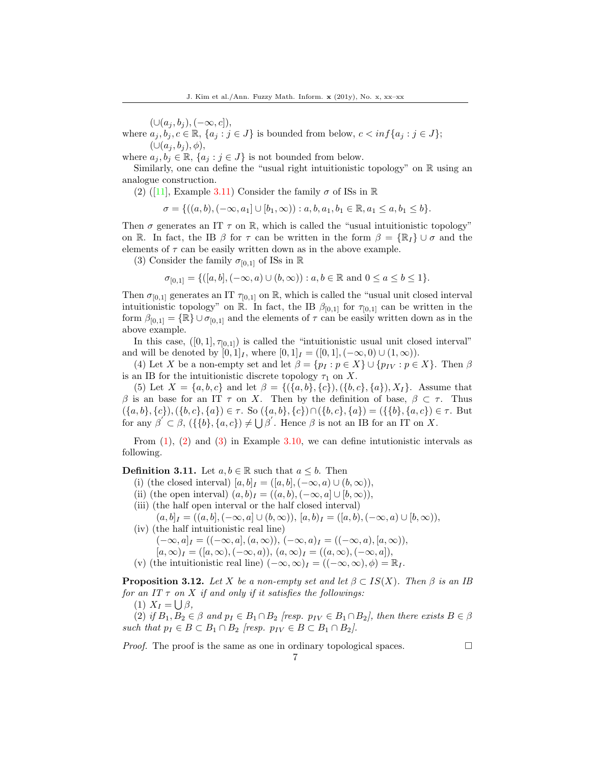$(\cup(a_j, b_j), (-\infty, c])$,

where $a_j, b_j, c \in \mathbb{R}$, $\{a_j : j \in J\}$ is bounded from below, $c < inf\{a_j : j \in J\}$;

$(\cup(a_j, b_j), \phi)$,

where $a_j, b_j \in \mathbb{R}$, $\{a_j : j \in J\}$ is not bounded from below.

Similarly, one can define the "usual right intuitionistic topology" on $\mathbb{R}$ using an analogue construction.

(2) ([11], Example 3.11) Consider the family $\sigma$ of ISs in $\mathbb{R}$

$$\sigma = \{((a, b), (-\infty, a_1] \cup [b_1, \infty)) : a, b, a_1, b_1 \in \mathbb{R}, a_1 \leq a, b_1 \leq b\}.$$

Then $\sigma$ generates an IT $\tau$ on $\mathbb{R}$, which is called the "usual intuitionistic topology" on $\mathbb{R}$. In fact, the IB $\beta$ for $\tau$ can be written in the form $\beta = \{\mathbb{R}_I\} \cup \sigma$ and the elements of $\tau$ can be easily written down as in the above example.

(3) Consider the family $\sigma_{[0,1]}$ of ISs in $\mathbb{R}$

$$\sigma_{[0,1]} = \{([a, b], (-\infty, a) \cup (b, \infty)) : a, b \in \mathbb{R} \text{ and } 0 \leq a \leq b \leq 1\}.$$

Then $\sigma_{[0,1]}$ generates an IT $\tau_{[0,1]}$ on $\mathbb{R}$, which is called the "usual unit closed interval intuitionistic topology" on $\mathbb{R}$. In fact, the IB $\beta_{[0,1]}$ for $\tau_{[0,1]}$ can be written in the form $\beta_{[0,1]} = \{\mathbb{R}\} \cup \sigma_{[0,1]}$ and the elements of $\tau$ can be easily written down as in the above example.

In this case, $([0, 1], \tau_{[0,1]})$ is called the "intuitionistic usual unit closed interval" and will be denoted by $[0, 1]_I$, where $[0, 1]_I = ([0, 1], (-\infty, 0) \cup (1, \infty))$.

(4) Let $X$ be a non-empty set and let $\beta = \{p_I : p \in X\} \cup \{p_{IV} : p \in X\}$. Then $\beta$ is an IB for the intuitionistic discrete topology $\tau_1$ on $X$.

(5) Let $X = \{a, b, c\}$ and let $\beta = \{(\{a, b\}, \{c\}), (\{b, c\}, \{a\}), X_I\}$. Assume that $\beta$ is an base for an IT $\tau$ on $X$. Then by the definition of base, $\beta \subset \tau$. Thus $(\{a, b\}, \{c\}), (\{b, c\}, \{a\}) \in \tau$. So $(\{a, b\}, \{c\}) \cap (\{b, c\}, \{a\}) = (\{\{b\}, \{a, c\}) \in \tau$. But for any $\beta' \subset \beta$, $(\{\{b\}, \{a, c\}) \neq \bigcup \beta'$. Hence $\beta$ is not an IB for an IT on $X$.

From (1), (2) and (3) in Example 3.10, we can define intutionistic intervals as following.

**Definition 3.11.** Let $a, b \in \mathbb{R}$ such that $a \leq b$. Then

(i) (the closed interval) $[a, b]_I = ([a, b], (-\infty, a) \cup (b, \infty))$,

(ii) (the open interval) $(a, b)_I = ((a, b), (-\infty, a] \cup [b, \infty))$,

(iii) (the half open interval or the half closed interval)

$(a, b]_I = ((a, b], (-\infty, a] \cup (b, \infty))$, $[a, b)_I = ([a, b), (-\infty, a) \cup [b, \infty))$,

(iv) (the half intuitionistic real line)

$(-\infty, a]_I = ((-\infty, a], (a, \infty))$, $(-\infty, a)_I = ((-\infty, a), [a, \infty))$,

$[a, \infty)_I = ([a, \infty), (-\infty, a))$, $(a, \infty)_I = ((a, \infty), (-\infty, a])$,

(v) (the intuitionistic real line) $(-\infty, \infty)_I = ((-\infty, \infty), \phi) = \mathbb{R}_I$.

**Proposition 3.12.** *Let $X$ be a non-empty set and let $\beta \subset IS(X)$. Then $\beta$ is an IB for an IT $\tau$ on $X$ if and only if it satisfies the followings:*

*(1) $X_I = \bigcup \beta$,*

*(2) if $B_1, B_2 \in \beta$ and $p_I \in B_1 \cap B_2$ [resp. $p_{IV} \in B_1 \cap B_2$], then there exists $B \in \beta$ such that $p_I \in B \subset B_1 \cap B_2$ [resp. $p_{IV} \in B \subset B_1 \cap B_2$].*

*Proof.* The proof is the same as one in ordinary topological spaces. □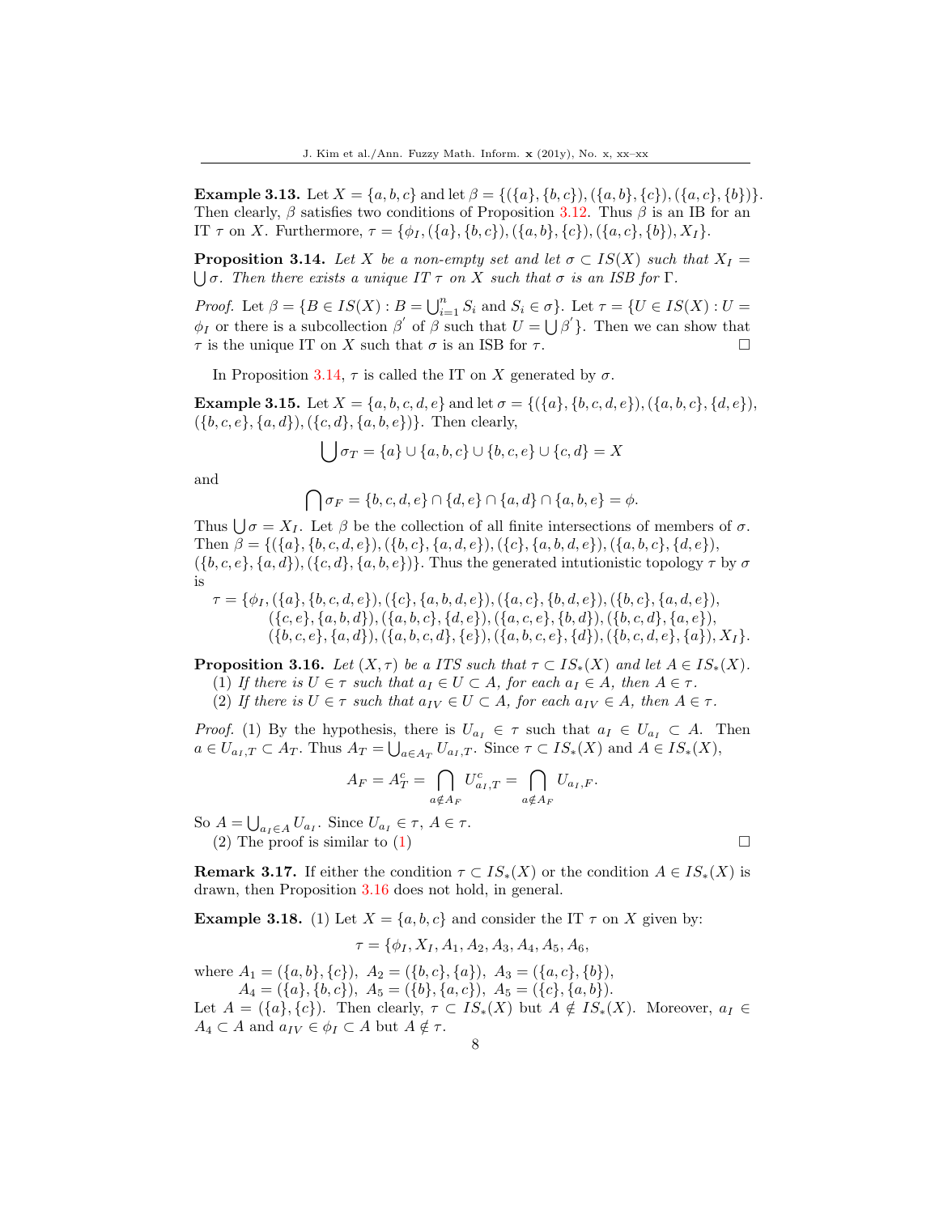**Example 3.13.** Let $X = \{a, b, c\}$ and let $\beta = \{(\{a\}, \{b, c\}), (\{a, b\}, \{c\}), (\{a, c\}, \{b\})\}$. Then clearly, $\beta$ satisfies two conditions of Proposition 3.12. Thus $\beta$ is an IB for an IT $\tau$ on $X$. Furthermore, $\tau = \{\phi_I, (\{a\}, \{b, c\}), (\{a, b\}, \{c\}), (\{a, c\}, \{b\}), X_I\}$.

**Proposition 3.14.** *Let $X$ be a non-empty set and let $\sigma \subset IS(X)$ such that $X_I = \bigcup \sigma$. Then there exists a unique IT $\tau$ on $X$ such that $\sigma$ is an ISB for $\Gamma$.*

*Proof.* Let $\beta = \{B \in IS(X) : B = \bigcup_{i=1}^{n} S_i$ and $S_i \in \sigma\}$. Let $\tau = \{U \in IS(X) : U = \phi_I$ or there is a subcollection $\beta'$ of $\beta$ such that $U = \bigcup \beta'\}$. Then we can show that $\tau$ is the unique IT on $X$ such that $\sigma$ is an ISB for $\tau$. □

In Proposition 3.14, $\tau$ is called the IT on $X$ generated by $\sigma$.

**Example 3.15.** Let $X = \{a, b, c, d, e\}$ and let $\sigma = \{(\{a\}, \{b, c, d, e\}), (\{a, b, c\}, \{d, e\}), (\{b, c, e\}, \{a, d\}), (\{c, d\}, \{a, b, e\})\}$. Then clearly,

$$\bigcup \sigma_T = \{a\} \cup \{a, b, c\} \cup \{b, c, e\} \cup \{c, d\} = X$$

and

$$\bigcap \sigma_F = \{b, c, d, e\} \cap \{d, e\} \cap \{a, d\} \cap \{a, b, e\} = \phi.$$

Thus $\bigcup \sigma = X_I$. Let $\beta$ be the collection of all finite intersections of members of $\sigma$. Then $\beta = \{(\{a\}, \{b, c, d, e\}), (\{b, c\}, \{a, d, e\}), (\{c\}, \{a, b, d, e\}), (\{a, b, c\}, \{d, e\}), (\{b, c, e\}, \{a, d\}), (\{c, d\}, \{a, b, e\})\}$. Thus the generated intutionistic topology $\tau$ by $\sigma$ is

$$\begin{aligned}
\tau = \{&\phi_I, (\{a\}, \{b, c, d, e\}), (\{c\}, \{a, b, d, e\}), (\{a, c\}, \{b, d, e\}), (\{b, c\}, \{a, d, e\}),\\
&(\{c, e\}, \{a, b, d\}), (\{a, b, c\}, \{d, e\}), (\{a, c, e\}, \{b, d\}), (\{b, c, d\}, \{a, e\}),\\
&(\{b, c, e\}, \{a, d\}), (\{a, b, c, d\}, \{e\}), (\{a, b, c, e\}, \{d\}), (\{b, c, d, e\}, \{a\}), X_I\}.
\end{aligned}$$

**Proposition 3.16.** *Let $(X, \tau)$ be a ITS such that $\tau \subset IS_*(X)$ and let $A \in IS_*(X)$.*
(1) *If there is $U \in \tau$ such that $a_I \in U \subset A$, for each $a_I \in A$, then $A \in \tau$.*
(2) *If there is $U \in \tau$ such that $a_{IV} \in U \subset A$, for each $a_{IV} \in A$, then $A \in \tau$.*

*Proof.* (1) By the hypothesis, there is $U_{a_I} \in \tau$ such that $a_I \in U_{a_I} \subset A$. Then $a \in U_{a_I,T} \subset A_T$. Thus $A_T = \bigcup_{a \in A_T} U_{a_I,T}$. Since $\tau \subset IS_*(X)$ and $A \in IS_*(X)$,

$$A_F = A_T^c = \bigcap_{a \notin A_F} U_{a_I,T}^c = \bigcap_{a \notin A_F} U_{a_I,F}.$$

So $A = \bigcup_{a_I \in A} U_{a_I}$. Since $U_{a_I} \in \tau$, $A \in \tau$.
(2) The proof is similar to (1) □

**Remark 3.17.** If either the condition $\tau \subset IS_*(X)$ or the condition $A \in IS_*(X)$ is drawn, then Proposition 3.16 does not hold, in general.

**Example 3.18.** (1) Let $X = \{a, b, c\}$ and consider the IT $\tau$ on $X$ given by:

$$\tau = \{\phi_I, X_I, A_1, A_2, A_3, A_4, A_5, A_6,$$

where $A_1 = (\{a, b\}, \{c\})$, $A_2 = (\{b, c\}, \{a\})$, $A_3 = (\{a, c\}, \{b\})$,
$A_4 = (\{a\}, \{b, c\})$, $A_5 = (\{b\}, \{a, c\})$, $A_5 = (\{c\}, \{a, b\})$.
Let $A = (\{a\}, \{c\})$. Then clearly, $\tau \subset IS_*(X)$ but $A \notin IS_*(X)$. Moreover, $a_I \in A_4 \subset A$ and $a_{IV} \in \phi_I \subset A$ but $A \notin \tau$.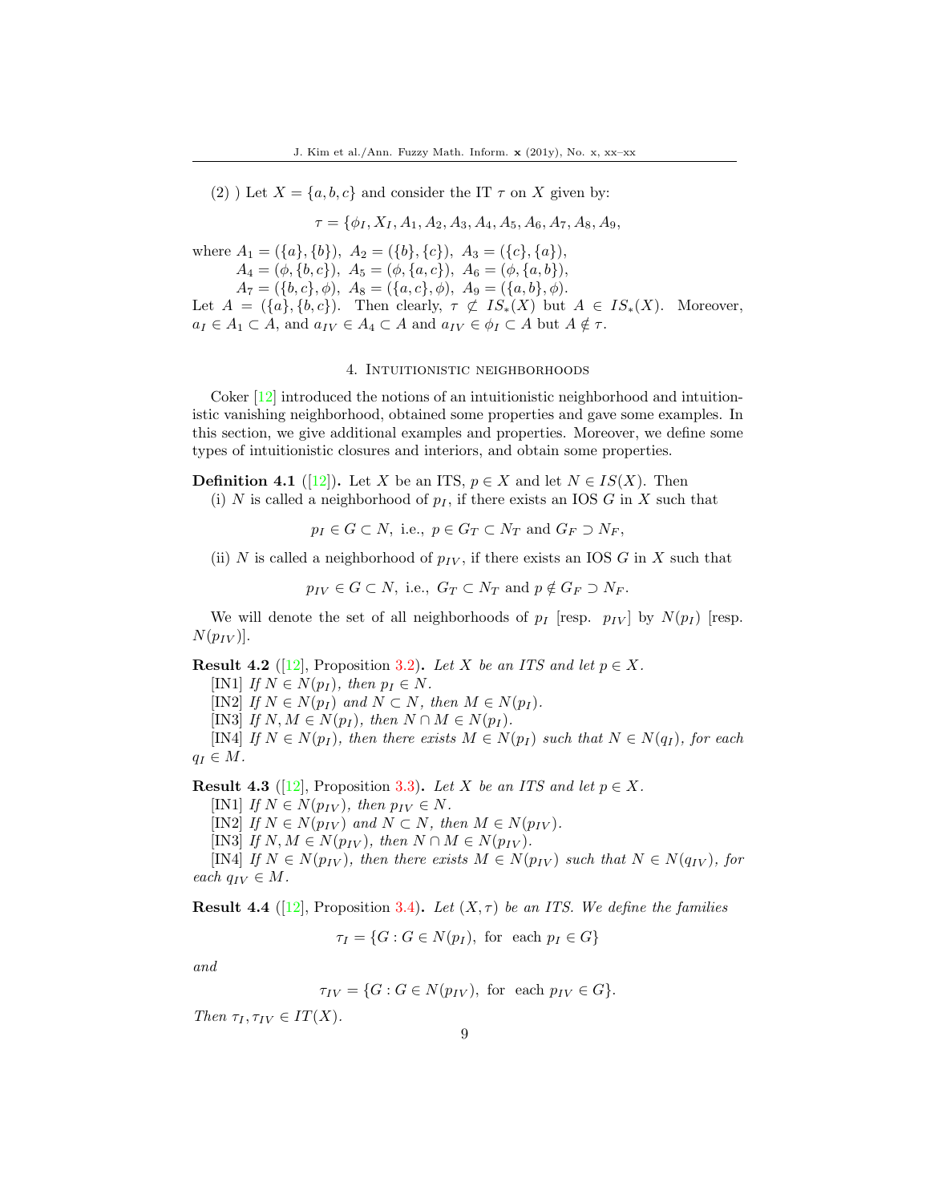(2) ) Let $X = \{a, b, c\}$ and consider the IT $\tau$ on $X$ given by:

$$\tau = \{\phi_I, X_I, A_1, A_2, A_3, A_4, A_5, A_6, A_7, A_8, A_9,$$

where $A_1 = (\{a\}, \{b\}),\ A_2 = (\{b\}, \{c\}),\ A_3 = (\{c\}, \{a\}),$
$A_4 = (\phi, \{b, c\}),\ A_5 = (\phi, \{a, c\}),\ A_6 = (\phi, \{a, b\}),$
$A_7 = (\{b, c\}, \phi),\ A_8 = (\{a, c\}, \phi),\ A_9 = (\{a, b\}, \phi).$
Let $A = (\{a\}, \{b, c\})$. Then clearly, $\tau \not\subset IS_*(X)$ but $A \in IS_*(X)$. Moreover, $a_I \in A_1 \subset A$, and $a_{IV} \in A_4 \subset A$ and $a_{IV} \in \phi_I \subset A$ but $A \notin \tau$.

## 4. Intuitionistic neighborhoods

Coker [12] introduced the notions of an intuitionistic neighborhood and intuitionistic vanishing neighborhood, obtained some properties and gave some examples. In this section, we give additional examples and properties. Moreover, we define some types of intuitionistic closures and interiors, and obtain some properties.

**Definition 4.1** ([12]). Let $X$ be an ITS, $p \in X$ and let $N \in IS(X)$. Then
(i) $N$ is called a neighborhood of $p_I$, if there exists an IOS $G$ in $X$ such that

$$p_I \in G \subset N, \text{ i.e., } p \in G_T \subset N_T \text{ and } G_F \supset N_F,$$

(ii) $N$ is called a neighborhood of $p_{IV}$, if there exists an IOS $G$ in $X$ such that

$$p_{IV} \in G \subset N, \text{ i.e., } G_T \subset N_T \text{ and } p \notin G_F \supset N_F.$$

We will denote the set of all neighborhoods of $p_I$ [resp. $p_{IV}$] by $N(p_I)$ [resp. $N(p_{IV})$].

**Result 4.2** ([12], Proposition 3.2). *Let $X$ be an ITS and let $p \in X$.*
[IN1] *If $N \in N(p_I)$, then $p_I \in N$.*
[IN2] *If $N \in N(p_I)$ and $N \subset N$, then $M \in N(p_I)$.*
[IN3] *If $N, M \in N(p_I)$, then $N \cap M \in N(p_I)$.*
[IN4] *If $N \in N(p_I)$, then there exists $M \in N(p_I)$ such that $N \in N(q_I)$, for each $q_I \in M$.*

**Result 4.3** ([12], Proposition 3.3). *Let $X$ be an ITS and let $p \in X$.*
[IN1] *If $N \in N(p_{IV})$, then $p_{IV} \in N$.*
[IN2] *If $N \in N(p_{IV})$ and $N \subset N$, then $M \in N(p_{IV})$.*
[IN3] *If $N, M \in N(p_{IV})$, then $N \cap M \in N(p_{IV})$.*
[IN4] *If $N \in N(p_{IV})$, then there exists $M \in N(p_{IV})$ such that $N \in N(q_{IV})$, for each $q_{IV} \in M$.*

**Result 4.4** ([12], Proposition 3.4). *Let $(X, \tau)$ be an ITS. We define the families*

$$\tau_I = \{G : G \in N(p_I), \text{ for each } p_I \in G\}$$

*and*

$$\tau_{IV} = \{G : G \in N(p_{IV}), \text{ for each } p_{IV} \in G\}.$$

*Then $\tau_I, \tau_{IV} \in IT(X)$.*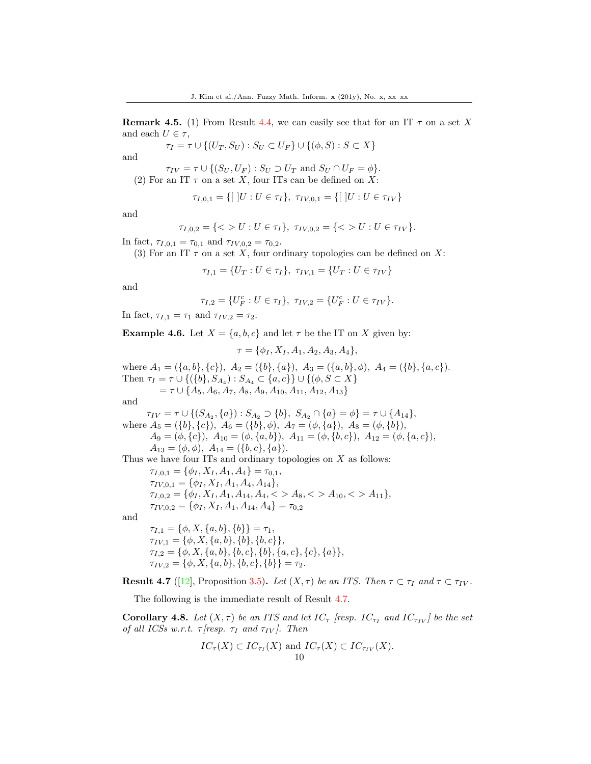**Remark 4.5.** (1) From Result 4.4, we can easily see that for an IT $\tau$ on a set $X$ and each $U \in \tau$,

$$\tau_I = \tau \cup \{(U_T, S_U) : S_U \subset U_F\} \cup \{(\phi, S) : S \subset X\}$$

and

$$\tau_{IV} = \tau \cup \{(S_U, U_F) : S_U \supset U_T \text{ and } S_U \cap U_F = \phi\}.$$

(2) For an IT $\tau$ on a set $X$, four ITs can be defined on $X$:

$$\tau_{I,0,1} = \{[\ ]U : U \in \tau_I\},\ \tau_{IV,0,1} = \{[\ ]U : U \in \tau_{IV}\}$$

and

$$\tau_{I,0,2} = \{<> U : U \in \tau_I\},\ \tau_{IV,0,2} = \{<> U : U \in \tau_{IV}\}.$$

In fact, $\tau_{I,0,1} = \tau_{0,1}$ and $\tau_{IV,0,2} = \tau_{0,2}$.

(3) For an IT $\tau$ on a set $X$, four ordinary topologies can be defined on $X$:

$$\tau_{I,1} = \{U_T : U \in \tau_I\},\ \tau_{IV,1} = \{U_T : U \in \tau_{IV}\}$$

and

$$\tau_{I,2} = \{U_F^c : U \in \tau_I\},\ \tau_{IV,2} = \{U_F^c : U \in \tau_{IV}\}.$$

In fact, $\tau_{I,1} = \tau_1$ and $\tau_{IV,2} = \tau_2$.

**Example 4.6.** Let $X = \{a, b, c\}$ and let $\tau$ be the IT on $X$ given by:

$$\tau = \{\phi_I, X_I, A_1, A_2, A_3, A_4\},$$

where $A_1 = (\{a, b\}, \{c\}),\ A_2 = (\{b\}, \{a\}),\ A_3 = (\{a, b\}, \phi),\ A_4 = (\{b\}, \{a, c\})$.
Then $\tau_I = \tau \cup \{(\{b\}, S_{A_4}) : S_{A_4} \subset \{a, c\}\} \cup \{(\phi, S \subset X\}$
$\quad = \tau \cup \{A_5, A_6, A_7, A_8, A_9, A_{10}, A_{11}, A_{12}, A_{13}\}$

and

$\tau_{IV} = \tau \cup \{(S_{A_2}, \{a\}) : S_{A_2} \supset \{b\},\ S_{A_2} \cap \{a\} = \phi\} = \tau \cup \{A_{14}\}$,

where $A_5 = (\{b\}, \{c\}),\ A_6 = (\{b\}, \phi),\ A_7 = (\phi, \{a\}),\ A_8 = (\phi, \{b\})$,
$A_9 = (\phi, \{c\}),\ A_{10} = (\phi, \{a, b\}),\ A_{11} = (\phi, \{b, c\}),\ A_{12} = (\phi, \{a, c\})$,
$A_{13} = (\phi, \phi),\ A_{14} = (\{b, c\}, \{a\})$.

Thus we have four ITs and ordinary topologies on $X$ as follows:

$\tau_{I,0,1} = \{\phi_I, X_I, A_1, A_4\} = \tau_{0,1}$,
$\tau_{IV,0,1} = \{\phi_I, X_I, A_1, A_4, A_{14}\}$,
$\tau_{I,0,2} = \{\phi_I, X_I, A_1, A_{14}, A_4, <> A_8, <> A_{10}, <> A_{11}\}$,
$\tau_{IV,0,2} = \{\phi_I, X_I, A_1, A_{14}, A_4\} = \tau_{0,2}$

and

$\tau_{I,1} = \{\phi, X, \{a, b\}, \{b\}\} = \tau_1$,
$\tau_{IV,1} = \{\phi, X, \{a, b\}, \{b\}, \{b, c\}\}$,
$\tau_{I,2} = \{\phi, X, \{a, b\}, \{b, c\}, \{b\}, \{a, c\}, \{c\}, \{a\}\}$,
$\tau_{IV,2} = \{\phi, X, \{a, b\}, \{b, c\}, \{b\}\} = \tau_2$.

**Result 4.7** ([12], Proposition 3.5)**.** *Let $(X, \tau)$ be an ITS. Then $\tau \subset \tau_I$ and $\tau \subset \tau_{IV}$.*

The following is the immediate result of Result 4.7.

**Corollary 4.8.** *Let $(X, \tau)$ be an ITS and let $IC_\tau$ [resp. $IC_{\tau_I}$ and $IC_{\tau_{IV}}$] be the set of all ICSs w.r.t. $\tau$[resp. $\tau_I$ and $\tau_{IV}$]. Then*

$$IC_\tau(X) \subset IC_{\tau_I}(X) \text{ and } IC_\tau(X) \subset IC_{\tau_{IV}}(X).$$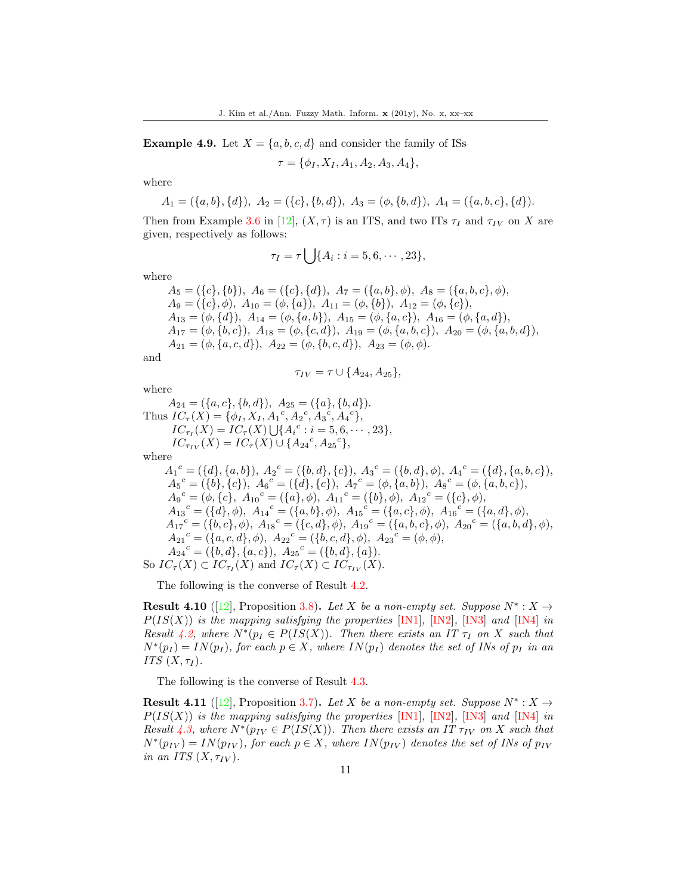**Example 4.9.** Let $X = \{a, b, c, d\}$ and consider the family of ISs

$$\tau = \{\phi_I, X_I, A_1, A_2, A_3, A_4\},$$

where

$$A_1 = (\{a, b\}, \{d\}),\ A_2 = (\{c\}, \{b, d\}),\ A_3 = (\phi, \{b, d\}),\ A_4 = (\{a, b, c\}, \{d\}).$$

Then from Example 3.6 in [12], $(X, \tau)$ is an ITS, and two ITs $\tau_I$ and $\tau_{IV}$ on $X$ are given, respectively as follows:

$$\tau_I = \tau \bigcup \{A_i : i = 5, 6, \cdots, 23\},$$

where

$A_5 = (\{c\}, \{b\}),\ A_6 = (\{c\}, \{d\}),\ A_7 = (\{a, b\}, \phi),\ A_8 = (\{a, b, c\}, \phi),$
$A_9 = (\{c\}, \phi),\ A_{10} = (\phi, \{a\}),\ A_{11} = (\phi, \{b\}),\ A_{12} = (\phi, \{c\}),$
$A_{13} = (\phi, \{d\}),\ A_{14} = (\phi, \{a, b\}),\ A_{15} = (\phi, \{a, c\}),\ A_{16} = (\phi, \{a, d\}),$
$A_{17} = (\phi, \{b, c\}),\ A_{18} = (\phi, \{c, d\}),\ A_{19} = (\phi, \{a, b, c\}),\ A_{20} = (\phi, \{a, b, d\}),$
$A_{21} = (\phi, \{a, c, d\}),\ A_{22} = (\phi, \{b, c, d\}),\ A_{23} = (\phi, \phi).$

and

$$\tau_{IV} = \tau \cup \{A_{24}, A_{25}\},$$

where

$A_{24} = (\{a, c\}, \{b, d\}),\ A_{25} = (\{a\}, \{b, d\}).$

Thus $IC_\tau(X) = \{\phi_I, X_I, {A_1}^c, {A_2}^c, {A_3}^c, {A_4}^c\}$,
$IC_{\tau_I}(X) = IC_\tau(X) \bigcup \{{A_i}^c : i = 5, 6, \cdots, 23\}$,
$IC_{\tau_{IV}}(X) = IC_\tau(X) \cup \{{A_{24}}^c, {A_{25}}^c\}$,

where

${A_1}^c = (\{d\}, \{a, b\}),\ {A_2}^c = (\{b, d\}, \{c\}),\ {A_3}^c = (\{b, d\}, \phi),\ {A_4}^c = (\{d\}, \{a, b, c\}),$
${A_5}^c = (\{b\}, \{c\}),\ {A_6}^c = (\{d\}, \{c\}),\ {A_7}^c = (\phi, \{a, b\}),\ {A_8}^c = (\phi, \{a, b, c\}),$
${A_9}^c = (\phi, \{c\},\ {A_{10}}^c = (\{a\}, \phi),\ {A_{11}}^c = (\{b\}, \phi),\ {A_{12}}^c = (\{c\}, \phi),$
${A_{13}}^c = (\{d\}, \phi),\ {A_{14}}^c = (\{a, b\}, \phi),\ {A_{15}}^c = (\{a, c\}, \phi),\ {A_{16}}^c = (\{a, d\}, \phi),$
${A_{17}}^c = (\{b, c\}, \phi),\ {A_{18}}^c = (\{c, d\}, \phi),\ {A_{19}}^c = (\{a, b, c\}, \phi),\ {A_{20}}^c = (\{a, b, d\}, \phi),$
${A_{21}}^c = (\{a, c, d\}, \phi),\ {A_{22}}^c = (\{b, c, d\}, \phi),\ {A_{23}}^c = (\phi, \phi),$
${A_{24}}^c = (\{b, d\}, \{a, c\}),\ {A_{25}}^c = (\{b, d\}, \{a\}).$

So $IC_\tau(X) \subset IC_{\tau_I}(X)$ and $IC_\tau(X) \subset IC_{\tau_{IV}}(X)$.

The following is the converse of Result 4.2.

**Result 4.10** ([12], Proposition 3.8)**.** *Let $X$ be a non-empty set. Suppose $N^* : X \to P(IS(X))$ is the mapping satisfying the properties [IN1], [IN2], [IN3] and [IN4] in Result 4.2, where $N^*(p_I \in P(IS(X))$. Then there exists an IT $\tau_I$ on $X$ such that $N^*(p_I) = IN(p_I)$, for each $p \in X$, where $IN(p_I)$ denotes the set of INs of $p_I$ in an ITS $(X, \tau_I)$.*

The following is the converse of Result 4.3.

**Result 4.11** ([12], Proposition 3.7)**.** *Let $X$ be a non-empty set. Suppose $N^* : X \to P(IS(X))$ is the mapping satisfying the properties [IN1], [IN2], [IN3] and [IN4] in Result 4.3, where $N^*(p_{IV} \in P(IS(X))$. Then there exists an IT $\tau_{IV}$ on $X$ such that $N^*(p_{IV}) = IN(p_{IV})$, for each $p \in X$, where $IN(p_{IV})$ denotes the set of INs of $p_{IV}$ in an ITS $(X, \tau_{IV})$.*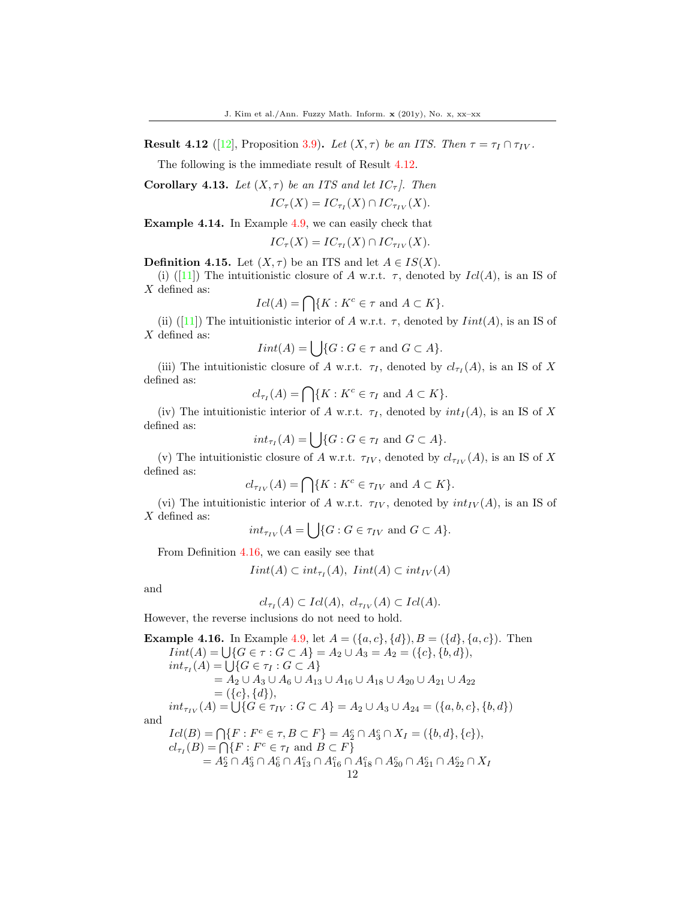**Result 4.12** ([12], Proposition 3.9)**.** *Let $(X, \tau)$ be an ITS. Then $\tau = \tau_I \cap \tau_{IV}$.*

The following is the immediate result of Result 4.12.

**Corollary 4.13.** *Let $(X, \tau)$ be an ITS and let $IC_\tau]$. Then*

$$IC_\tau(X) = IC_{\tau_I}(X) \cap IC_{\tau_{IV}}(X).$$

**Example 4.14.** In Example 4.9, we can easily check that

$$IC_\tau(X) = IC_{\tau_I}(X) \cap IC_{\tau_{IV}}(X).$$

**Definition 4.15.** Let $(X, \tau)$ be an ITS and let $A \in IS(X)$.

(i) ([11]) The intuitionistic closure of $A$ w.r.t. $\tau$, denoted by $Icl(A)$, is an IS of $X$ defined as:

$$Icl(A) = \bigcap \{K : K^c \in \tau \text{ and } A \subset K\}.$$

(ii) ([11]) The intuitionistic interior of $A$ w.r.t. $\tau$, denoted by $Iint(A)$, is an IS of $X$ defined as:

$$Iint(A) = \bigcup \{G : G \in \tau \text{ and } G \subset A\}.$$

(iii) The intuitionistic closure of $A$ w.r.t. $\tau_I$, denoted by $cl_{\tau_I}(A)$, is an IS of $X$ defined as:

$$cl_{\tau_I}(A) = \bigcap \{K : K^c \in \tau_I \text{ and } A \subset K\}.$$

(iv) The intuitionistic interior of $A$ w.r.t. $\tau_I$, denoted by $int_I(A)$, is an IS of $X$ defined as:

$$int_{\tau_I}(A) = \bigcup \{G : G \in \tau_I \text{ and } G \subset A\}.$$

(v) The intuitionistic closure of $A$ w.r.t. $\tau_{IV}$, denoted by $cl_{\tau_{IV}}(A)$, is an IS of $X$ defined as:

$$cl_{\tau_{IV}}(A) = \bigcap \{K : K^c \in \tau_{IV} \text{ and } A \subset K\}.$$

(vi) The intuitionistic interior of $A$ w.r.t. $\tau_{IV}$, denoted by $int_{IV}(A)$, is an IS of $X$ defined as:

$$int_{\tau_{IV}}(A = \bigcup \{G : G \in \tau_{IV} \text{ and } G \subset A\}.$$

From Definition 4.16, we can easily see that

$$Iint(A) \subset int_{\tau_I}(A),\ Iint(A) \subset int_{IV}(A)$$

and

$$cl_{\tau_I}(A) \subset Icl(A),\ cl_{\tau_{IV}}(A) \subset Icl(A).$$

However, the reverse inclusions do not need to hold.

**Example 4.16.** In Example 4.9, let $A = (\{a, c\}, \{d\}), B = (\{d\}, \{a, c\})$. Then

$Iint(A) = \bigcup \{G \in \tau : G \subset A\} = A_2 \cup A_3 = A_2 = (\{c\}, \{b, d\})$,

$int_{\tau_I}(A) = \bigcup \{G \in \tau_I : G \subset A\}$
$\quad = A_2 \cup A_3 \cup A_6 \cup A_{13} \cup A_{16} \cup A_{18} \cup A_{20} \cup A_{21} \cup A_{22}$
$\quad = (\{c\}, \{d\})$,

$int_{\tau_{IV}}(A) = \bigcup \{G \in \tau_{IV} : G \subset A\} = A_2 \cup A_3 \cup A_{24} = (\{a, b, c\}, \{b, d\})$

and

$Icl(B) = \bigcap \{F : F^c \in \tau, B \subset F\} = A_2^c \cap A_3^c \cap X_I = (\{b, d\}, \{c\})$,

$cl_{\tau_I}(B) = \bigcap \{F : F^c \in \tau_I \text{ and } B \subset F\}$
$\quad = A_2^c \cap A_3^c \cap A_6^c \cap A_{13}^c \cap A_{16}^c \cap A_{18}^c \cap A_{20}^c \cap A_{21}^c \cap A_{22}^c \cap X_I$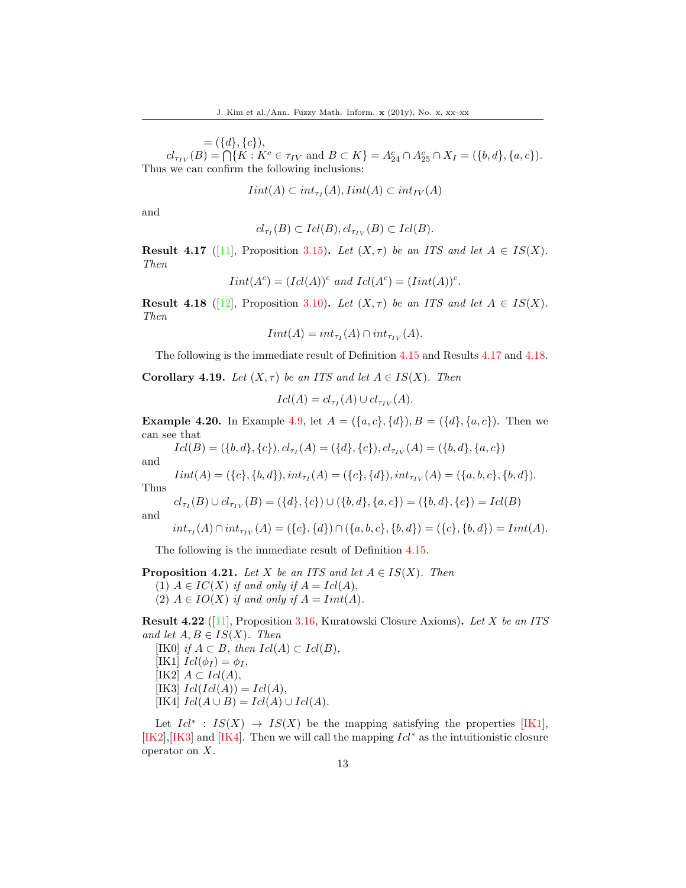$= (\{d\}, \{c\})$,

$cl_{\tau_{IV}}(B) = \bigcap\{K : K^c \in \tau_{IV} \text{ and } B \subset K\} = A^c_{24} \cap A^c_{25} \cap X_I = (\{b, d\}, \{a, c\})$.

Thus we can confirm the following inclusions:

$$Iint(A) \subset int_{\tau_I}(A), Iint(A) \subset int_{IV}(A)$$

and

$$cl_{\tau_I}(B) \subset Icl(B), cl_{\tau_{IV}}(B) \subset Icl(B).$$

**Result 4.17** ([11], Proposition 3.15)**.** *Let $(X, \tau)$ be an ITS and let $A \in IS(X)$. Then*

$$Iint(A^c) = (Icl(A))^c \text{ and } Icl(A^c) = (Iint(A))^c.$$

**Result 4.18** ([12], Proposition 3.10)**.** *Let $(X, \tau)$ be an ITS and let $A \in IS(X)$. Then*

$$Iint(A) = int_{\tau_I}(A) \cap int_{\tau_{IV}}(A).$$

The following is the immediate result of Definition 4.15 and Results 4.17 and 4.18.

**Corollary 4.19.** *Let $(X, \tau)$ be an ITS and let $A \in IS(X)$. Then*

$$Icl(A) = cl_{\tau_I}(A) \cup cl_{\tau_{IV}}(A).$$

**Example 4.20.** In Example 4.9, let $A = (\{a, c\}, \{d\}), B = (\{d\}, \{a, c\})$. Then we can see that

$Icl(B) = (\{b, d\}, \{c\}), cl_{\tau_I}(A) = (\{d\}, \{c\}), cl_{\tau_{IV}}(A) = (\{b, d\}, \{a, c\})$

and

$Iint(A) = (\{c\}, \{b, d\}), int_{\tau_I}(A) = (\{c\}, \{d\}), int_{\tau_{IV}}(A) = (\{a, b, c\}, \{b, d\})$.

Thus

$cl_{\tau_I}(B) \cup cl_{\tau_{IV}}(B) = (\{d\}, \{c\}) \cup (\{b, d\}, \{a, c\}) = (\{b, d\}, \{c\}) = Icl(B)$

and

$int_{\tau_I}(A) \cap int_{\tau_{IV}}(A) = (\{c\}, \{d\}) \cap (\{a, b, c\}, \{b, d\}) = (\{c\}, \{b, d\}) = Iint(A)$.

The following is the immediate result of Definition 4.15.

**Proposition 4.21.** *Let $X$ be an ITS and let $A \in IS(X)$. Then*
(1) *$A \in IC(X)$ if and only if $A = Icl(A)$,*
(2) *$A \in IO(X)$ if and only if $A = Iint(A)$.*

**Result 4.22** ([11], Proposition 3.16, Kuratowski Closure Axioms)**.** *Let $X$ be an ITS and let $A, B \in IS(X)$. Then*
[IK0] *if $A \subset B$, then $Icl(A) \subset Icl(B)$,*
[IK1] *$Icl(\phi_I) = \phi_I$,*
[IK2] *$A \subset Icl(A)$,*
[IK3] *$Icl(Icl(A)) = Icl(A)$,*
[IK4] *$Icl(A \cup B) = Icl(A) \cup Icl(A)$.*

Let $Icl^* : IS(X) \to IS(X)$ be the mapping satisfying the properties [IK1], [IK2],[IK3] and [IK4]. Then we will call the mapping $Icl^*$ as the intuitionistic closure operator on $X$.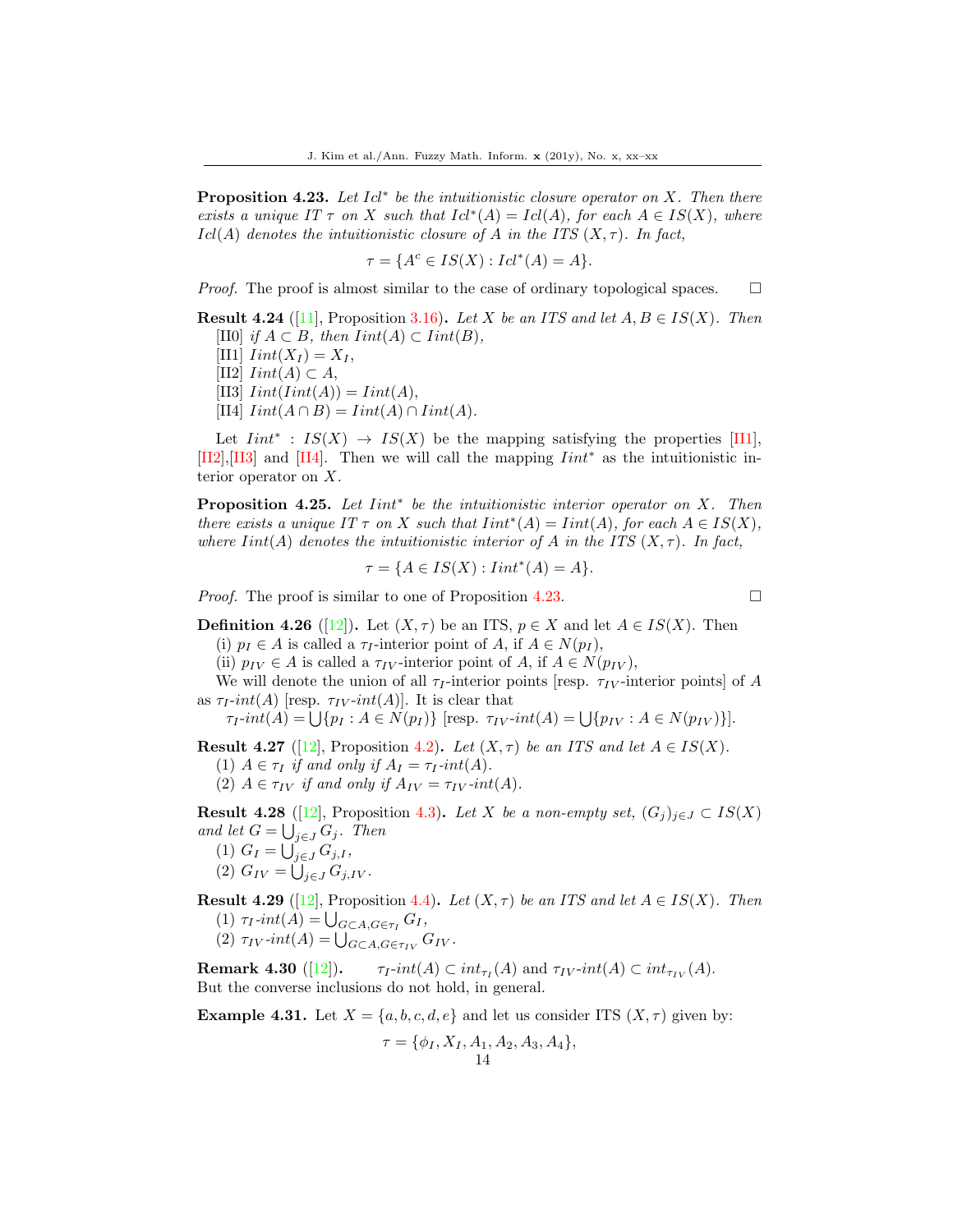**Proposition 4.23.** *Let $Icl^*$ be the intuitionistic closure operator on $X$. Then there exists a unique IT $\tau$ on $X$ such that $Icl^*(A) = Icl(A)$, for each $A \in IS(X)$, where $Icl(A)$ denotes the intuitionistic closure of $A$ in the ITS $(X, \tau)$. In fact,*

$$\tau = \{A^c \in IS(X) : Icl^*(A) = A\}.$$

*Proof.* The proof is almost similar to the case of ordinary topological spaces. □

**Result 4.24** ([11], Proposition 3.16)**.** *Let $X$ be an ITS and let $A, B \in IS(X)$. Then*
[II0] *if $A \subset B$, then $Iint(A) \subset Iint(B)$,*
[II1] *$Iint(X_I) = X_I$,*
[II2] *$Iint(A) \subset A$,*
[II3] *$Iint(Iint(A)) = Iint(A)$,*
[II4] *$Iint(A \cap B) = Iint(A) \cap Iint(A)$.*

Let $Iint^* : IS(X) \to IS(X)$ be the mapping satisfying the properties [II1], [II2],[II3] and [II4]. Then we will call the mapping $Iint^*$ as the intuitionistic interior operator on $X$.

**Proposition 4.25.** *Let $Iint^*$ be the intuitionistic interior operator on $X$. Then there exists a unique IT $\tau$ on $X$ such that $Iint^*(A) = Iint(A)$, for each $A \in IS(X)$, where $Iint(A)$ denotes the intuitionistic interior of $A$ in the ITS $(X, \tau)$. In fact,*

$$\tau = \{A \in IS(X) : Iint^*(A) = A\}.$$

*Proof.* The proof is similar to one of Proposition 4.23. □

**Definition 4.26** ([12])**.** Let $(X, \tau)$ be an ITS, $p \in X$ and let $A \in IS(X)$. Then
(i) $p_I \in A$ is called a $\tau_I$-interior point of $A$, if $A \in N(p_I)$,
(ii) $p_{IV} \in A$ is called a $\tau_{IV}$-interior point of $A$, if $A \in N(p_{IV})$,
We will denote the union of all $\tau_I$-interior points [resp. $\tau_{IV}$-interior points] of $A$ as $\tau_I$-$int(A)$ [resp. $\tau_{IV}$-$int(A)$]. It is clear that
$\tau_I$-$int(A) = \bigcup\{p_I : A \in N(p_I)\}$ [resp. $\tau_{IV}$-$int(A) = \bigcup\{p_{IV} : A \in N(p_{IV})\}$].

**Result 4.27** ([12], Proposition 4.2)**.** *Let $(X, \tau)$ be an ITS and let $A \in IS(X)$.*
(1) *$A \in \tau_I$ if and only if $A_I = \tau_I$-$int(A)$.*
(2) *$A \in \tau_{IV}$ if and only if $A_{IV} = \tau_{IV}$-$int(A)$.*

**Result 4.28** ([12], Proposition 4.3)**.** *Let $X$ be a non-empty set, $(G_j)_{j \in J} \subset IS(X)$ and let $G = \bigcup_{j \in J} G_j$. Then*
(1) *$G_I = \bigcup_{j \in J} G_{j,I}$,*
(2) *$G_{IV} = \bigcup_{j \in J} G_{j,IV}$.*

**Result 4.29** ([12], Proposition 4.4)**.** *Let $(X, \tau)$ be an ITS and let $A \in IS(X)$. Then*
(1) *$\tau_I$-$int(A) = \bigcup_{G \subset A, G \in \tau_I} G_I$,*
(2) *$\tau_{IV}$-$int(A) = \bigcup_{G \subset A, G \in \tau_{IV}} G_{IV}$.*

**Remark 4.30** ([12])**.** $\tau_I$-$int(A) \subset int_{\tau_I}(A)$ and $\tau_{IV}$-$int(A) \subset int_{\tau_{IV}}(A)$.
But the converse inclusions do not hold, in general.

**Example 4.31.** Let $X = \{a, b, c, d, e\}$ and let us consider ITS $(X, \tau)$ given by:

$$\tau = \{\phi_I, X_I, A_1, A_2, A_3, A_4\},$$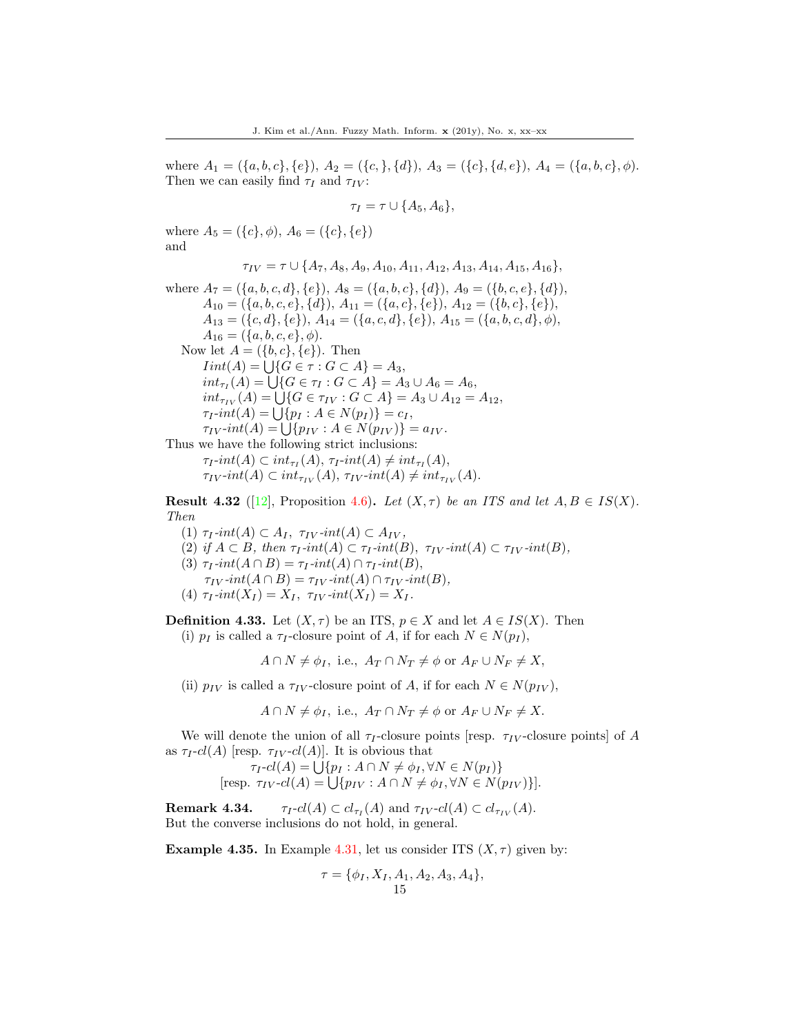where $A_1 = (\{a, b, c\}, \{e\})$, $A_2 = (\{c, \}, \{d\})$, $A_3 = (\{c\}, \{d, e\})$, $A_4 = (\{a, b, c\}, \phi)$. Then we can easily find $\tau_I$ and $\tau_{IV}$:

$$\tau_I = \tau \cup \{A_5, A_6\},$$

where $A_5 = (\{c\}, \phi)$, $A_6 = (\{c\}, \{e\})$ and

$$\tau_{IV} = \tau \cup \{A_7, A_8, A_9, A_{10}, A_{11}, A_{12}, A_{13}, A_{14}, A_{15}, A_{16}\},$$

where $A_7 = (\{a, b, c, d\}, \{e\})$, $A_8 = (\{a, b, c\}, \{d\})$, $A_9 = (\{b, c, e\}, \{d\})$, $A_{10} = (\{a, b, c, e\}, \{d\})$, $A_{11} = (\{a, c\}, \{e\})$, $A_{12} = (\{b, c\}, \{e\})$, $A_{13} = (\{c, d\}, \{e\})$, $A_{14} = (\{a, c, d\}, \{e\})$, $A_{15} = (\{a, b, c, d\}, \phi)$, $A_{16} = (\{a, b, c, e\}, \phi)$.

Now let $A = (\{b, c\}, \{e\})$. Then

$Iint(A) = \bigcup\{G \in \tau : G \subset A\} = A_3$,

$int_{\tau_I}(A) = \bigcup\{G \in \tau_I : G \subset A\} = A_3 \cup A_6 = A_6$,

$int_{\tau_{IV}}(A) = \bigcup\{G \in \tau_{IV} : G \subset A\} = A_3 \cup A_{12} = A_{12}$,

$\tau_I\text{-}int(A) = \bigcup\{p_I : A \in N(p_I)\} = c_I$,

$\tau_{IV}\text{-}int(A) = \bigcup\{p_{IV} : A \in N(p_{IV})\} = a_{IV}$.

Thus we have the following strict inclusions:

$\tau_I\text{-}int(A) \subset int_{\tau_I}(A)$, $\tau_I\text{-}int(A) \neq int_{\tau_I}(A)$,

$\tau_{IV}\text{-}int(A) \subset int_{\tau_{IV}}(A)$, $\tau_{IV}\text{-}int(A) \neq int_{\tau_{IV}}(A)$.

**Result 4.32** ([12], Proposition 4.6)**.** *Let $(X, \tau)$ be an ITS and let $A, B \in IS(X)$. Then*

(1) $\tau_I\text{-}int(A) \subset A_I$, $\tau_{IV}\text{-}int(A) \subset A_{IV}$,

(2) *if* $A \subset B$, *then* $\tau_I\text{-}int(A) \subset \tau_I\text{-}int(B)$, $\tau_{IV}\text{-}int(A) \subset \tau_{IV}\text{-}int(B)$,

(3) $\tau_I\text{-}int(A \cap B) = \tau_I\text{-}int(A) \cap \tau_I\text{-}int(B)$,
$\tau_{IV}\text{-}int(A \cap B) = \tau_{IV}\text{-}int(A) \cap \tau_{IV}\text{-}int(B)$,

(4) $\tau_I\text{-}int(X_I) = X_I$, $\tau_{IV}\text{-}int(X_I) = X_I$.

**Definition 4.33.** Let $(X, \tau)$ be an ITS, $p \in X$ and let $A \in IS(X)$. Then

(i) $p_I$ is called a $\tau_I$-closure point of $A$, if for each $N \in N(p_I)$,

$$A \cap N \neq \phi_I, \text{ i.e., } A_T \cap N_T \neq \phi \text{ or } A_F \cup N_F \neq X,$$

(ii) $p_{IV}$ is called a $\tau_{IV}$-closure point of $A$, if for each $N \in N(p_{IV})$,

$$A \cap N \neq \phi_I, \text{ i.e., } A_T \cap N_T \neq \phi \text{ or } A_F \cup N_F \neq X.$$

We will denote the union of all $\tau_I$-closure points [resp. $\tau_{IV}$-closure points] of $A$ as $\tau_I\text{-}cl(A)$ [resp. $\tau_{IV}\text{-}cl(A)$]. It is obvious that

$$\tau_I\text{-}cl(A) = \bigcup\{p_I : A \cap N \neq \phi_I, \forall N \in N(p_I)\}$$

$$[\text{resp. } \tau_{IV}\text{-}cl(A) = \bigcup\{p_{IV} : A \cap N \neq \phi_I, \forall N \in N(p_{IV})\}].$$

**Remark 4.34.** $\tau_I\text{-}cl(A) \subset cl_{\tau_I}(A)$ and $\tau_{IV}\text{-}cl(A) \subset cl_{\tau_{IV}}(A)$. But the converse inclusions do not hold, in general.

**Example 4.35.** In Example 4.31, let us consider ITS $(X, \tau)$ given by:

$$\tau = \{\phi_I, X_I, A_1, A_2, A_3, A_4\},$$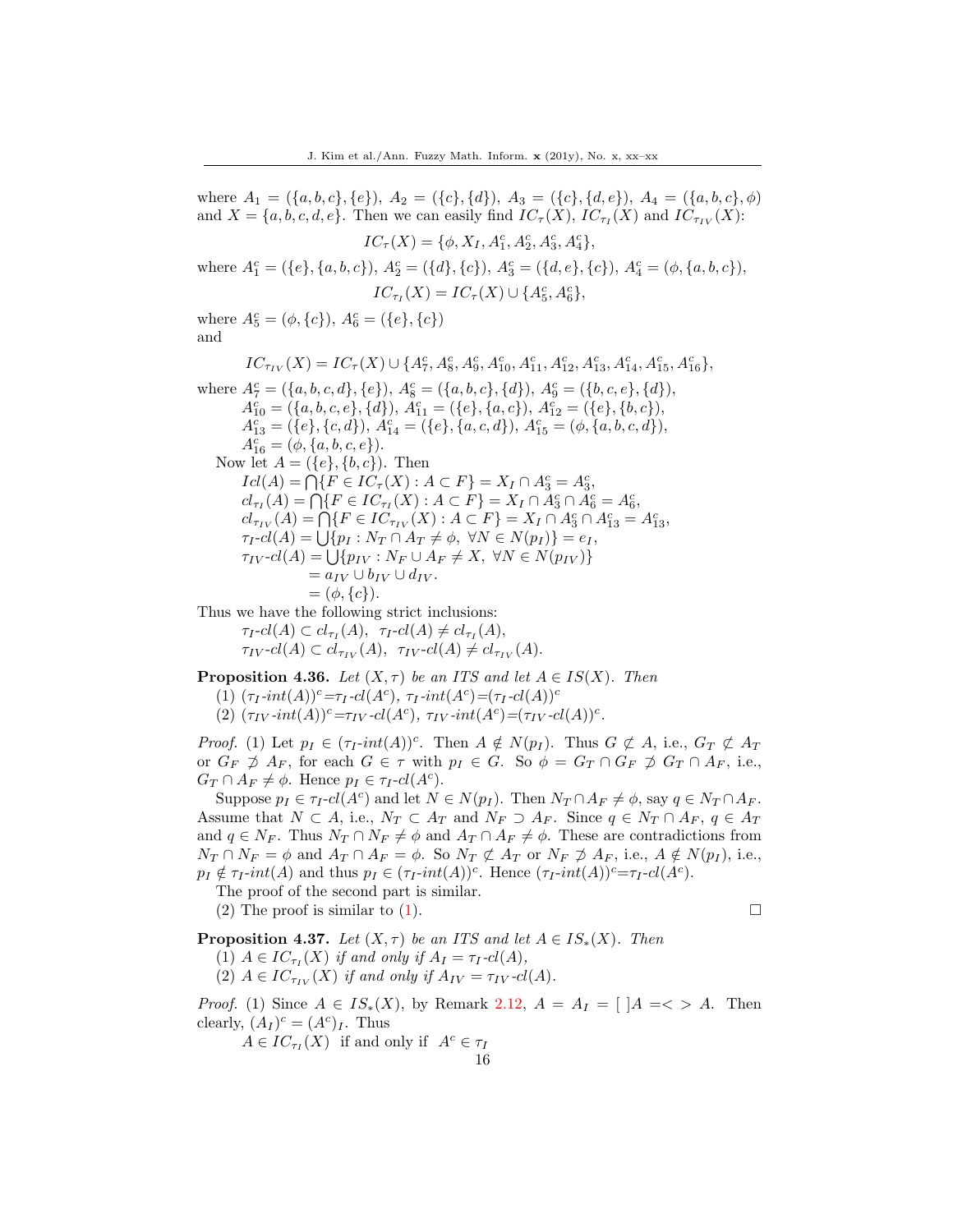where $A_1 = (\{a,b,c\},\{e\})$, $A_2 = (\{c\},\{d\})$, $A_3 = (\{c\},\{d,e\})$, $A_4 = (\{a,b,c\},\phi)$ and $X = \{a,b,c,d,e\}$. Then we can easily find $IC_\tau(X)$, $IC_{\tau_I}(X)$ and $IC_{\tau_{IV}}(X)$:

$$IC_\tau(X) = \{\phi, X_I, A_1^c, A_2^c, A_3^c, A_4^c\},$$

where $A_1^c = (\{e\},\{a,b,c\})$, $A_2^c = (\{d\},\{c\})$, $A_3^c = (\{d,e\},\{c\})$, $A_4^c = (\phi,\{a,b,c\})$,

$$IC_{\tau_I}(X) = IC_\tau(X) \cup \{A_5^c, A_6^c\},$$

where $A_5^c = (\phi,\{c\})$, $A_6^c = (\{e\},\{c\})$
and

$$IC_{\tau_{IV}}(X) = IC_\tau(X) \cup \{A_7^c, A_8^c, A_9^c, A_{10}^c, A_{11}^c, A_{12}^c, A_{13}^c, A_{14}^c, A_{15}^c, A_{16}^c\},$$

where $A_7^c = (\{a,b,c,d\},\{e\})$, $A_8^c = (\{a,b,c\},\{d\})$, $A_9^c = (\{b,c,e\},\{d\})$,
$A_{10}^c = (\{a,b,c,e\},\{d\})$, $A_{11}^c = (\{e\},\{a,c\})$, $A_{12}^c = (\{e\},\{b,c\})$,
$A_{13}^c = (\{e\},\{c,d\})$, $A_{14}^c = (\{e\},\{a,c,d\})$, $A_{15}^c = (\phi,\{a,b,c,d\})$,
$A_{16}^c = (\phi,\{a,b,c,e\})$.

Now let $A = (\{e\},\{b,c\})$. Then
$Icl(A) = \bigcap\{F \in IC_\tau(X) : A \subset F\} = X_I \cap A_3^c = A_3^c$,
$cl_{\tau_I}(A) = \bigcap\{F \in IC_{\tau_I}(X) : A \subset F\} = X_I \cap A_3^c \cap A_6^c = A_6^c$,
$cl_{\tau_{IV}}(A) = \bigcap\{F \in IC_{\tau_{IV}}(X) : A \subset F\} = X_I \cap A_3^c \cap A_{13}^c = A_{13}^c$,
$\tau_I\text{-}cl(A) = \bigcup\{p_I : N_T \cap A_T \neq \phi,\ \forall N \in N(p_I)\} = e_I$,
$\tau_{IV}\text{-}cl(A) = \bigcup\{p_{IV} : N_F \cup A_F \neq X,\ \forall N \in N(p_{IV})\}$
$= a_{IV} \cup b_{IV} \cup d_{IV}$.
$= (\phi,\{c\})$.

Thus we have the following strict inclusions:
$\tau_I\text{-}cl(A) \subset cl_{\tau_I}(A)$, $\tau_I\text{-}cl(A) \neq cl_{\tau_I}(A)$,
$\tau_{IV}\text{-}cl(A) \subset cl_{\tau_{IV}}(A)$, $\tau_{IV}\text{-}cl(A) \neq cl_{\tau_{IV}}(A)$.

**Proposition 4.36.** *Let $(X,\tau)$ be an ITS and let $A \in IS(X)$. Then*
(1) $(\tau_I\text{-}int(A))^c = \tau_I\text{-}cl(A^c)$, $\tau_I\text{-}int(A^c) = (\tau_I\text{-}cl(A))^c$
(2) $(\tau_{IV}\text{-}int(A))^c = \tau_{IV}\text{-}cl(A^c)$, $\tau_{IV}\text{-}int(A^c) = (\tau_{IV}\text{-}cl(A))^c$.

*Proof.* (1) Let $p_I \in (\tau_I\text{-}int(A))^c$. Then $A \notin N(p_I)$. Thus $G \not\subset A$, i.e., $G_T \not\subset A_T$ or $G_F \not\supset A_F$, for each $G \in \tau$ with $p_I \in G$. So $\phi = G_T \cap G_F \not\supset G_T \cap A_F$, i.e., $G_T \cap A_F \neq \phi$. Hence $p_I \in \tau_I\text{-}cl(A^c)$.

Suppose $p_I \in \tau_I\text{-}cl(A^c)$ and let $N \in N(p_I)$. Then $N_T \cap A_F \neq \phi$, say $q \in N_T \cap A_F$. Assume that $N \subset A$, i.e., $N_T \subset A_T$ and $N_F \supset A_F$. Since $q \in N_T \cap A_F$, $q \in A_T$ and $q \in N_F$. Thus $N_T \cap N_F \neq \phi$ and $A_T \cap A_F \neq \phi$. These are contradictions from $N_T \cap N_F = \phi$ and $A_T \cap A_F = \phi$. So $N_T \not\subset A_T$ or $N_F \not\supset A_F$, i.e., $A \notin N(p_I)$, i.e., $p_I \notin \tau_I\text{-}int(A)$ and thus $p_I \in (\tau_I\text{-}int(A))^c$. Hence $(\tau_I\text{-}int(A))^c = \tau_I\text{-}cl(A^c)$.

The proof of the second part is similar.

(2) The proof is similar to (1). $\square$

**Proposition 4.37.** *Let $(X,\tau)$ be an ITS and let $A \in IS_*(X)$. Then*
(1) $A \in IC_{\tau_I}(X)$ *if and only if* $A_I = \tau_I\text{-}cl(A)$,
(2) $A \in IC_{\tau_{IV}}(X)$ *if and only if* $A_{IV} = \tau_{IV}\text{-}cl(A)$.

*Proof.* (1) Since $A \in IS_*(X)$, by Remark 2.12, $A = A_I = [\ ]A = <\ > A$. Then clearly, $(A_I)^c = (A^c)_I$. Thus

$A \in IC_{\tau_I}(X)$ if and only if $A^c \in \tau_I$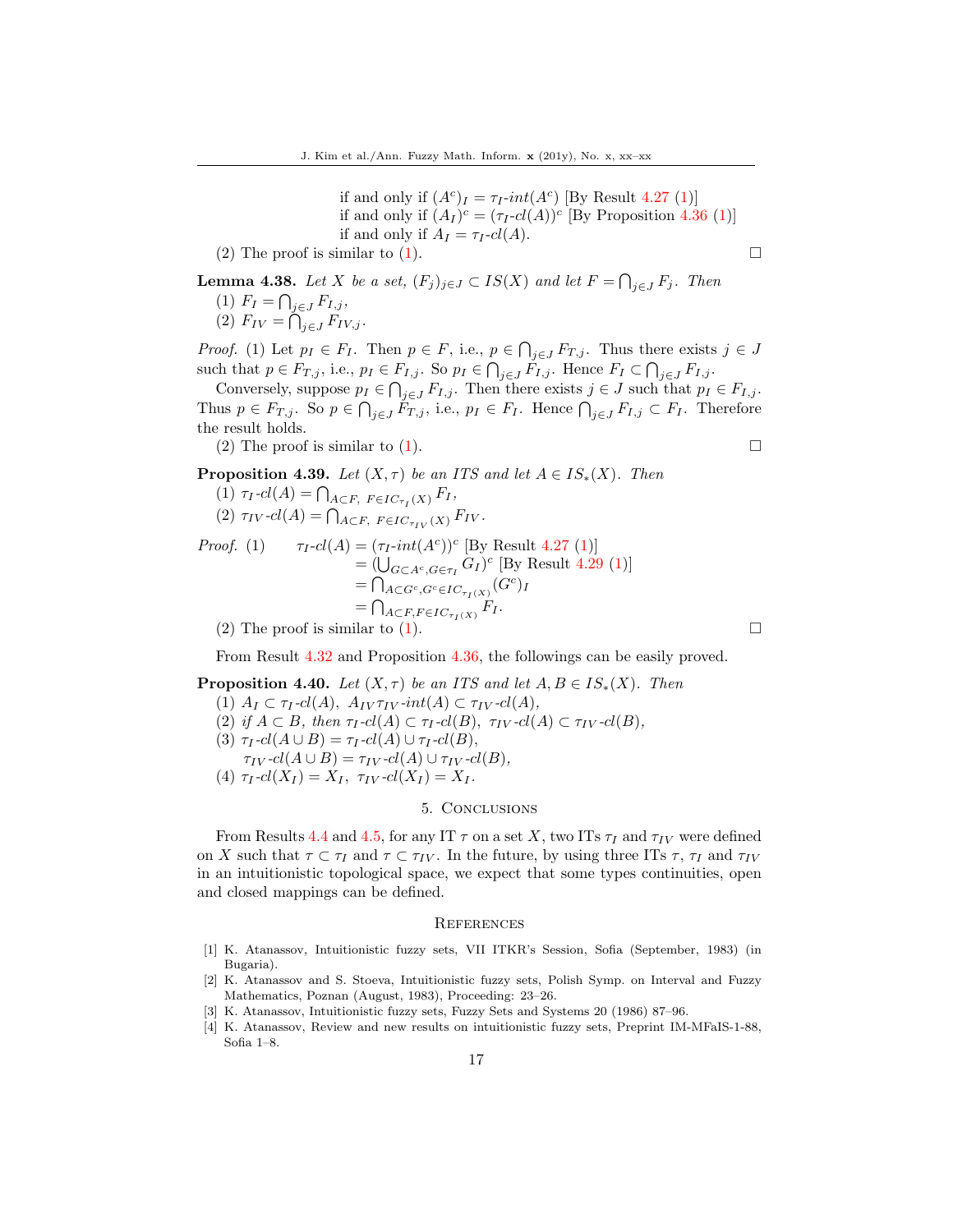if and only if $(A^c)_I = \tau_I\text{-}int(A^c)$ [By Result 4.27 (1)]
if and only if $(A_I)^c = (\tau_I\text{-}cl(A))^c$ [By Proposition 4.36 (1)]
if and only if $A_I = \tau_I\text{-}cl(A)$.

(2) The proof is similar to (1). □

**Lemma 4.38.** *Let $X$ be a set, $(F_j)_{j\in J} \subset IS(X)$ and let $F = \bigcap_{j\in J} F_j$. Then*
(1) $F_I = \bigcap_{j\in J} F_{I,j}$,
(2) $F_{IV} = \bigcap_{j\in J} F_{IV,j}$.

*Proof.* (1) Let $p_I \in F_I$. Then $p \in F$, i.e., $p \in \bigcap_{j\in J} F_{T,j}$. Thus there exists $j \in J$ such that $p \in F_{T,j}$, i.e., $p_I \in F_{I,j}$. So $p_I \in \bigcap_{j\in J} F_{I,j}$. Hence $F_I \subset \bigcap_{j\in J} F_{I,j}$.

Conversely, suppose $p_I \in \bigcap_{j\in J} F_{I,j}$. Then there exists $j \in J$ such that $p_I \in F_{I,j}$. Thus $p \in F_{T,j}$. So $p \in \bigcap_{j\in J} F_{T,j}$, i.e., $p_I \in F_I$. Hence $\bigcap_{j\in J} F_{I,j} \subset F_I$. Therefore the result holds.

(2) The proof is similar to (1). □

**Proposition 4.39.** *Let $(X,\tau)$ be an ITS and let $A \in IS_*(X)$. Then*
(1) $\tau_I\text{-}cl(A) = \bigcap_{A\subset F,\ F\in IC_{\tau_I}(X)} F_I$,
(2) $\tau_{IV}\text{-}cl(A) = \bigcap_{A\subset F,\ F\in IC_{\tau_{IV}}(X)} F_{IV}$.

*Proof.* (1)
$$\begin{aligned}
\tau_I\text{-}cl(A) &= (\tau_I\text{-}int(A^c))^c \text{ [By Result 4.27 (1)]}\\
&= \left(\bigcup_{G\subset A^c, G\in\tau_I} G_I\right)^c \text{ [By Result 4.29 (1)]}\\
&= \bigcap_{A\subset G^c, G^c\in IC_{\tau_I(X)}} (G^c)_I\\
&= \bigcap_{A\subset F, F\in IC_{\tau_I(X)}} F_I.
\end{aligned}$$

(2) The proof is similar to (1). □

From Result 4.32 and Proposition 4.36, the followings can be easily proved.

**Proposition 4.40.** *Let $(X,\tau)$ be an ITS and let $A, B \in IS_*(X)$. Then*
(1) $A_I \subset \tau_I\text{-}cl(A),\ A_{IV}\tau_{IV}\text{-}int(A) \subset \tau_{IV}\text{-}cl(A)$,
(2) *if* $A \subset B$, *then* $\tau_I\text{-}cl(A) \subset \tau_I\text{-}cl(B),\ \tau_{IV}\text{-}cl(A) \subset \tau_{IV}\text{-}cl(B)$,
(3) $\tau_I\text{-}cl(A\cup B) = \tau_I\text{-}cl(A)\cup\tau_I\text{-}cl(B)$,
$\tau_{IV}\text{-}cl(A\cup B) = \tau_{IV}\text{-}cl(A)\cup\tau_{IV}\text{-}cl(B)$,
(4) $\tau_I\text{-}cl(X_I) = X_I,\ \tau_{IV}\text{-}cl(X_I) = X_I$.

## 5. Conclusions

From Results 4.4 and 4.5, for any IT $\tau$ on a set $X$, two ITs $\tau_I$ and $\tau_{IV}$ were defined on $X$ such that $\tau \subset \tau_I$ and $\tau \subset \tau_{IV}$. In the future, by using three ITs $\tau$, $\tau_I$ and $\tau_{IV}$ in an intuitionistic topological space, we expect that some types continuities, open and closed mappings can be defined.

## References

[1] K. Atanassov, Intuitionistic fuzzy sets, VII ITKR's Session, Sofia (September, 1983) (in Bugaria).

[2] K. Atanassov and S. Stoeva, Intuitionistic fuzzy sets, Polish Symp. on Interval and Fuzzy Mathematics, Poznan (August, 1983), Proceeding: 23–26.

[3] K. Atanassov, Intuitionistic fuzzy sets, Fuzzy Sets and Systems 20 (1986) 87–96.

[4] K. Atanassov, Review and new results on intuitionistic fuzzy sets, Preprint IM-MFaIS-1-88, Sofia 1–8.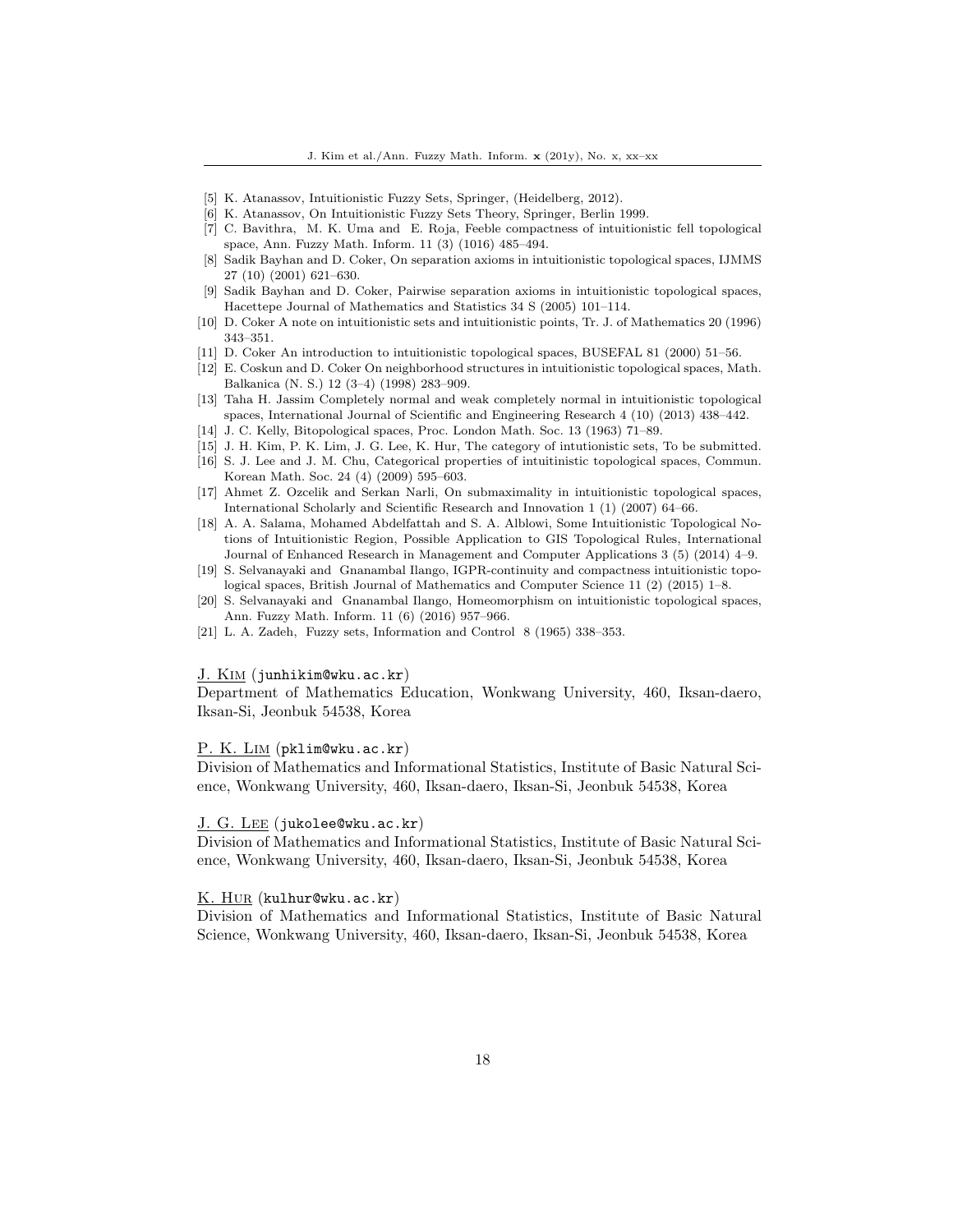[5] K. Atanassov, Intuitionistic Fuzzy Sets, Springer, (Heidelberg, 2012).
[6] K. Atanassov, On Intuitionistic Fuzzy Sets Theory, Springer, Berlin 1999.
[7] C. Bavithra, M. K. Uma and E. Roja, Feeble compactness of intuitionistic fell topological space, Ann. Fuzzy Math. Inform. 11 (3) (1016) 485–494.
[8] Sadik Bayhan and D. Coker, On separation axioms in intuitionistic topological spaces, IJMMS 27 (10) (2001) 621–630.
[9] Sadik Bayhan and D. Coker, Pairwise separation axioms in intuitionistic topological spaces, Hacettepe Journal of Mathematics and Statistics 34 S (2005) 101–114.
[10] D. Coker A note on intuitionistic sets and intuitionistic points, Tr. J. of Mathematics 20 (1996) 343–351.
[11] D. Coker An introduction to intuitionistic topological spaces, BUSEFAL 81 (2000) 51–56.
[12] E. Coskun and D. Coker On neighborhood structures in intuitionistic topological spaces, Math. Balkanica (N. S.) 12 (3–4) (1998) 283–909.
[13] Taha H. Jassim Completely normal and weak completely normal in intuitionistic topological spaces, International Journal of Scientific and Engineering Research 4 (10) (2013) 438–442.
[14] J. C. Kelly, Bitopological spaces, Proc. London Math. Soc. 13 (1963) 71–89.
[15] J. H. Kim, P. K. Lim, J. G. Lee, K. Hur, The category of intutionistic sets, To be submitted.
[16] S. J. Lee and J. M. Chu, Categorical properties of intuitinistic topological spaces, Commun. Korean Math. Soc. 24 (4) (2009) 595–603.
[17] Ahmet Z. Ozcelik and Serkan Narli, On submaximality in intuitionistic topological spaces, International Scholarly and Scientific Research and Innovation 1 (1) (2007) 64–66.
[18] A. A. Salama, Mohamed Abdelfattah and S. A. Alblowi, Some Intuitionistic Topological Notions of Intuitionistic Region, Possible Application to GIS Topological Rules, International Journal of Enhanced Research in Management and Computer Applications 3 (5) (2014) 4–9.
[19] S. Selvanayaki and Gnanambal Ilango, IGPR-continuity and compactness intuitionistic topological spaces, British Journal of Mathematics and Computer Science 11 (2) (2015) 1–8.
[20] S. Selvanayaki and Gnanambal Ilango, Homeomorphism on intuitionistic topological spaces, Ann. Fuzzy Math. Inform. 11 (6) (2016) 957–966.
[21] L. A. Zadeh, Fuzzy sets, Information and Control 8 (1965) 338–353.

J. Kim (junhikim@wku.ac.kr)
Department of Mathematics Education, Wonkwang University, 460, Iksan-daero, Iksan-Si, Jeonbuk 54538, Korea

P. K. Lim (pklim@wku.ac.kr)
Division of Mathematics and Informational Statistics, Institute of Basic Natural Science, Wonkwang University, 460, Iksan-daero, Iksan-Si, Jeonbuk 54538, Korea

J. G. Lee (jukolee@wku.ac.kr)
Division of Mathematics and Informational Statistics, Institute of Basic Natural Science, Wonkwang University, 460, Iksan-daero, Iksan-Si, Jeonbuk 54538, Korea

K. Hur (kulhur@wku.ac.kr)
Division of Mathematics and Informational Statistics, Institute of Basic Natural Science, Wonkwang University, 460, Iksan-daero, Iksan-Si, Jeonbuk 54538, Korea